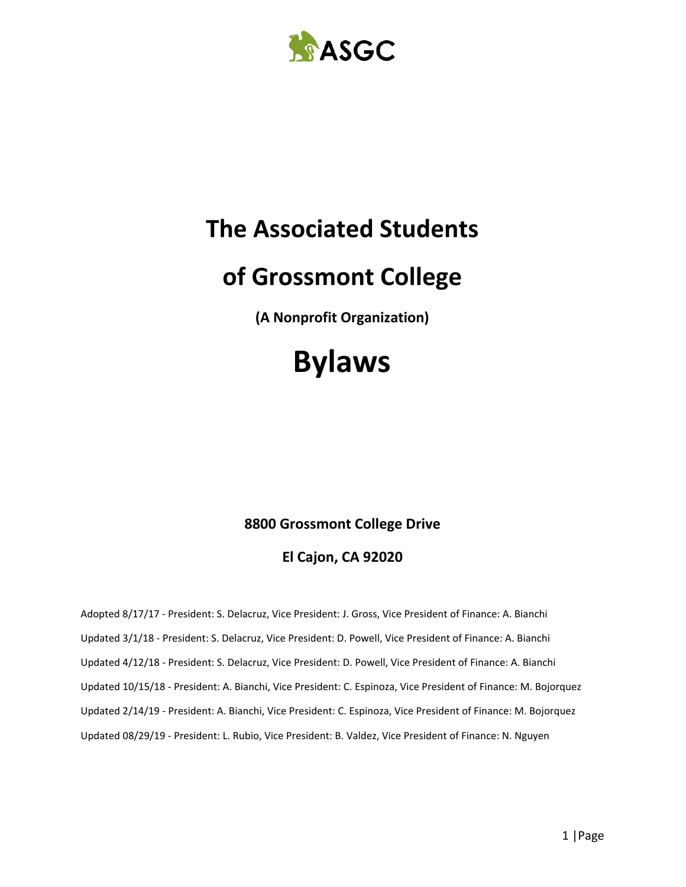ASGC

# The Associated Students

# of Grossmont College

**(A Nonprofit Organization)**

# Bylaws

**8800 Grossmont College Drive**

**El Cajon, CA 92020**

Adopted 8/17/17 - President: S. Delacruz, Vice President: J. Gross, Vice President of Finance: A. Bianchi

Updated 3/1/18 - President: S. Delacruz, Vice President: D. Powell, Vice President of Finance: A. Bianchi

Updated 4/12/18 - President: S. Delacruz, Vice President: D. Powell, Vice President of Finance: A. Bianchi

Updated 10/15/18 - President: A. Bianchi, Vice President: C. Espinoza, Vice President of Finance: M. Bojorquez

Updated 2/14/19 - President: A. Bianchi, Vice President: C. Espinoza, Vice President of Finance: M. Bojorquez

Updated 08/29/19 - President: L. Rubio, Vice President: B. Valdez, Vice President of Finance: N. Nguyen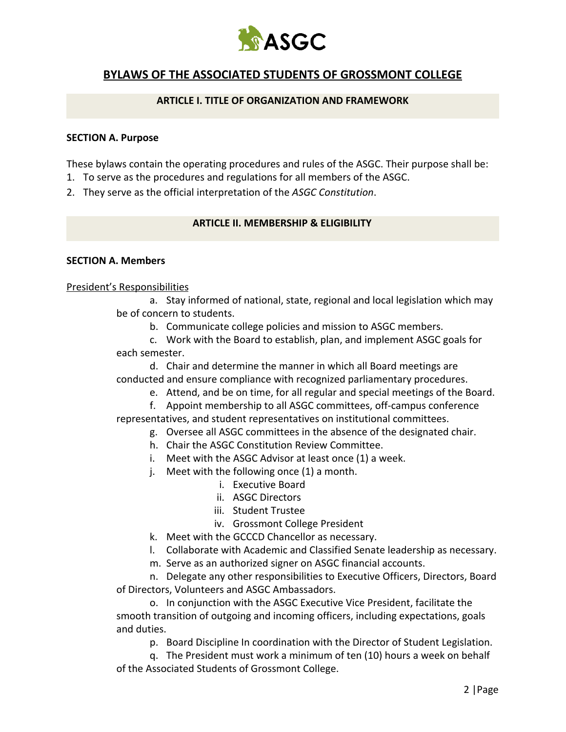# BYLAWS OF THE ASSOCIATED STUDENTS OF GROSSMONT COLLEGE

## ARTICLE I. TITLE OF ORGANIZATION AND FRAMEWORK

### SECTION A. Purpose

These bylaws contain the operating procedures and rules of the ASGC. Their purpose shall be:

1. To serve as the procedures and regulations for all members of the ASGC.
2. They serve as the official interpretation of the *ASGC Constitution*.

## ARTICLE II. MEMBERSHIP & ELIGIBILITY

### SECTION A. Members

President's Responsibilities

a. Stay informed of national, state, regional and local legislation which may be of concern to students.

b. Communicate college policies and mission to ASGC members.

c. Work with the Board to establish, plan, and implement ASGC goals for each semester.

d. Chair and determine the manner in which all Board meetings are conducted and ensure compliance with recognized parliamentary procedures.

e. Attend, and be on time, for all regular and special meetings of the Board.

f. Appoint membership to all ASGC committees, off-campus conference representatives, and student representatives on institutional committees.

g. Oversee all ASGC committees in the absence of the designated chair.

h. Chair the ASGC Constitution Review Committee.

i. Meet with the ASGC Advisor at least once (1) a week.

j. Meet with the following once (1) a month.

   i. Executive Board
   ii. ASGC Directors
   iii. Student Trustee
   iv. Grossmont College President

k. Meet with the GCCCD Chancellor as necessary.

l. Collaborate with Academic and Classified Senate leadership as necessary.

m. Serve as an authorized signer on ASGC financial accounts.

n. Delegate any other responsibilities to Executive Officers, Directors, Board of Directors, Volunteers and ASGC Ambassadors.

o. In conjunction with the ASGC Executive Vice President, facilitate the smooth transition of outgoing and incoming officers, including expectations, goals and duties.

p. Board Discipline In coordination with the Director of Student Legislation.

q. The President must work a minimum of ten (10) hours a week on behalf of the Associated Students of Grossmont College.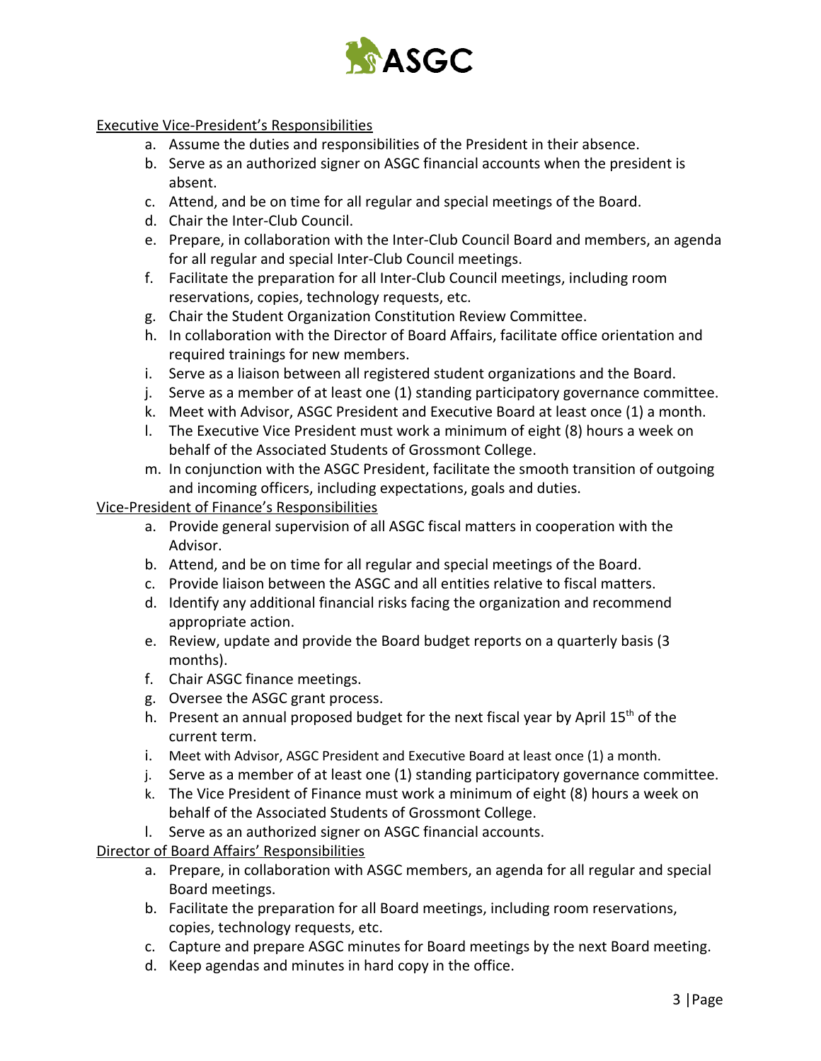<u>Executive Vice-President's Responsibilities</u>

a. Assume the duties and responsibilities of the President in their absence.
b. Serve as an authorized signer on ASGC financial accounts when the president is absent.
c. Attend, and be on time for all regular and special meetings of the Board.
d. Chair the Inter-Club Council.
e. Prepare, in collaboration with the Inter-Club Council Board and members, an agenda for all regular and special Inter-Club Council meetings.
f. Facilitate the preparation for all Inter-Club Council meetings, including room reservations, copies, technology requests, etc.
g. Chair the Student Organization Constitution Review Committee.
h. In collaboration with the Director of Board Affairs, facilitate office orientation and required trainings for new members.
i. Serve as a liaison between all registered student organizations and the Board.
j. Serve as a member of at least one (1) standing participatory governance committee.
k. Meet with Advisor, ASGC President and Executive Board at least once (1) a month.
l. The Executive Vice President must work a minimum of eight (8) hours a week on behalf of the Associated Students of Grossmont College.
m. In conjunction with the ASGC President, facilitate the smooth transition of outgoing and incoming officers, including expectations, goals and duties.

<u>Vice-President of Finance's Responsibilities</u>

a. Provide general supervision of all ASGC fiscal matters in cooperation with the Advisor.
b. Attend, and be on time for all regular and special meetings of the Board.
c. Provide liaison between the ASGC and all entities relative to fiscal matters.
d. Identify any additional financial risks facing the organization and recommend appropriate action.
e. Review, update and provide the Board budget reports on a quarterly basis (3 months).
f. Chair ASGC finance meetings.
g. Oversee the ASGC grant process.
h. Present an annual proposed budget for the next fiscal year by April 15th of the current term.
i. Meet with Advisor, ASGC President and Executive Board at least once (1) a month.
j. Serve as a member of at least one (1) standing participatory governance committee.
k. The Vice President of Finance must work a minimum of eight (8) hours a week on behalf of the Associated Students of Grossmont College.
l. Serve as an authorized signer on ASGC financial accounts.

<u>Director of Board Affairs' Responsibilities</u>

a. Prepare, in collaboration with ASGC members, an agenda for all regular and special Board meetings.
b. Facilitate the preparation for all Board meetings, including room reservations, copies, technology requests, etc.
c. Capture and prepare ASGC minutes for Board meetings by the next Board meeting.
d. Keep agendas and minutes in hard copy in the office.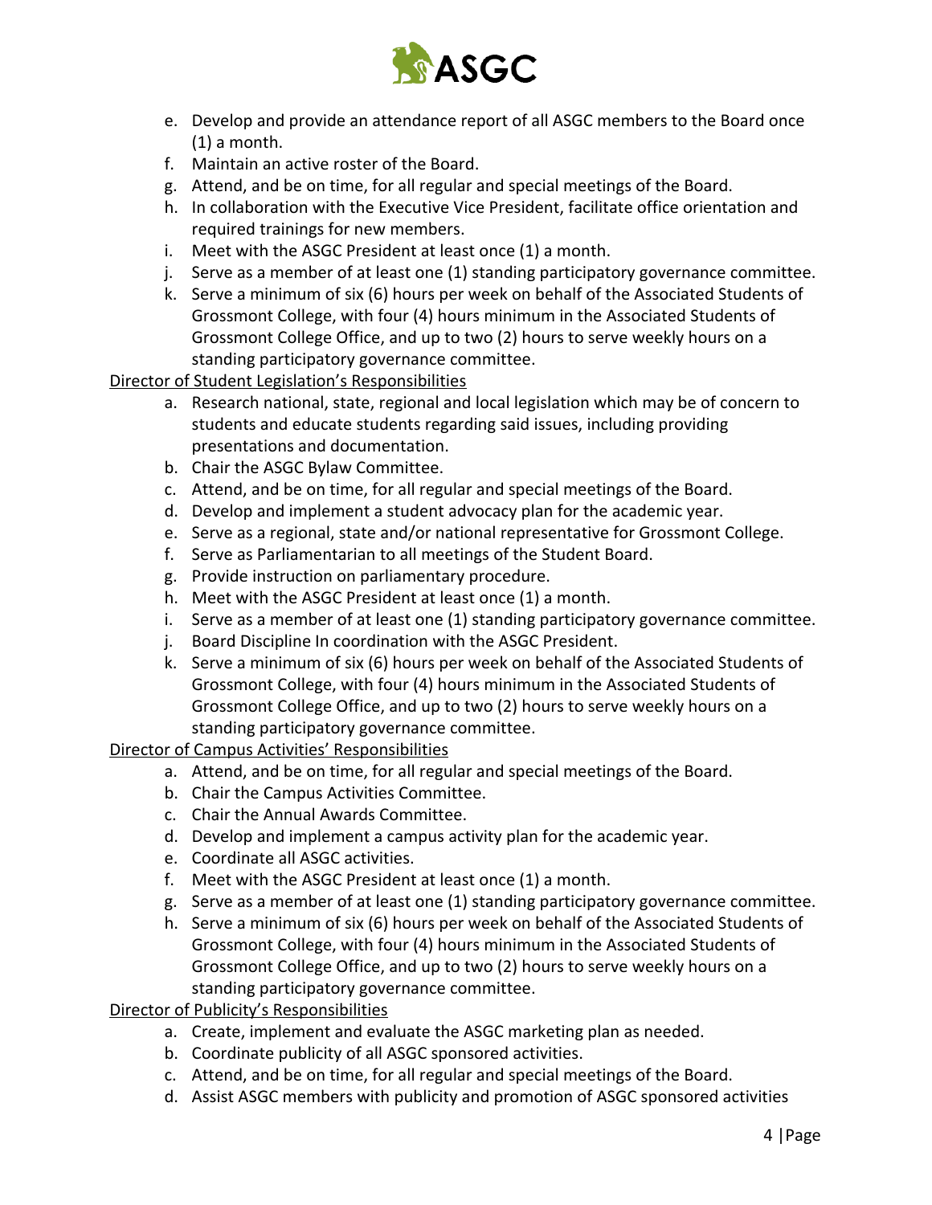e. Develop and provide an attendance report of all ASGC members to the Board once (1) a month.
f. Maintain an active roster of the Board.
g. Attend, and be on time, for all regular and special meetings of the Board.
h. In collaboration with the Executive Vice President, facilitate office orientation and required trainings for new members.
i. Meet with the ASGC President at least once (1) a month.
j. Serve as a member of at least one (1) standing participatory governance committee.
k. Serve a minimum of six (6) hours per week on behalf of the Associated Students of Grossmont College, with four (4) hours minimum in the Associated Students of Grossmont College Office, and up to two (2) hours to serve weekly hours on a standing participatory governance committee.

<u>Director of Student Legislation's Responsibilities</u>

a. Research national, state, regional and local legislation which may be of concern to students and educate students regarding said issues, including providing presentations and documentation.
b. Chair the ASGC Bylaw Committee.
c. Attend, and be on time, for all regular and special meetings of the Board.
d. Develop and implement a student advocacy plan for the academic year.
e. Serve as a regional, state and/or national representative for Grossmont College.
f. Serve as Parliamentarian to all meetings of the Student Board.
g. Provide instruction on parliamentary procedure.
h. Meet with the ASGC President at least once (1) a month.
i. Serve as a member of at least one (1) standing participatory governance committee.
j. Board Discipline In coordination with the ASGC President.
k. Serve a minimum of six (6) hours per week on behalf of the Associated Students of Grossmont College, with four (4) hours minimum in the Associated Students of Grossmont College Office, and up to two (2) hours to serve weekly hours on a standing participatory governance committee.

<u>Director of Campus Activities' Responsibilities</u>

a. Attend, and be on time, for all regular and special meetings of the Board.
b. Chair the Campus Activities Committee.
c. Chair the Annual Awards Committee.
d. Develop and implement a campus activity plan for the academic year.
e. Coordinate all ASGC activities.
f. Meet with the ASGC President at least once (1) a month.
g. Serve as a member of at least one (1) standing participatory governance committee.
h. Serve a minimum of six (6) hours per week on behalf of the Associated Students of Grossmont College, with four (4) hours minimum in the Associated Students of Grossmont College Office, and up to two (2) hours to serve weekly hours on a standing participatory governance committee.

<u>Director of Publicity's Responsibilities</u>

a. Create, implement and evaluate the ASGC marketing plan as needed.
b. Coordinate publicity of all ASGC sponsored activities.
c. Attend, and be on time, for all regular and special meetings of the Board.
d. Assist ASGC members with publicity and promotion of ASGC sponsored activities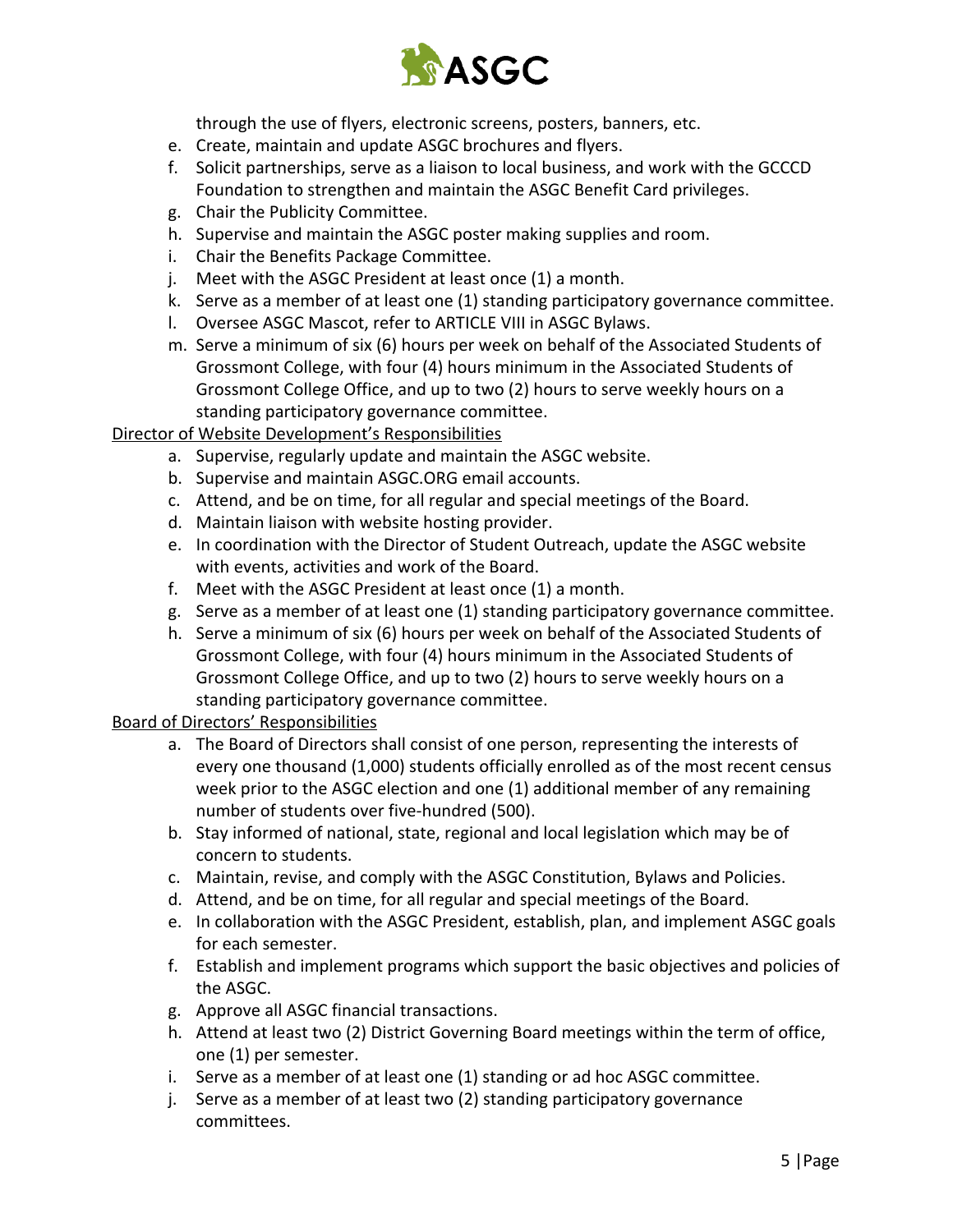through the use of flyers, electronic screens, posters, banners, etc.

e. Create, maintain and update ASGC brochures and flyers.
f. Solicit partnerships, serve as a liaison to local business, and work with the GCCCD Foundation to strengthen and maintain the ASGC Benefit Card privileges.
g. Chair the Publicity Committee.
h. Supervise and maintain the ASGC poster making supplies and room.
i. Chair the Benefits Package Committee.
j. Meet with the ASGC President at least once (1) a month.
k. Serve as a member of at least one (1) standing participatory governance committee.
l. Oversee ASGC Mascot, refer to ARTICLE VIII in ASGC Bylaws.
m. Serve a minimum of six (6) hours per week on behalf of the Associated Students of Grossmont College, with four (4) hours minimum in the Associated Students of Grossmont College Office, and up to two (2) hours to serve weekly hours on a standing participatory governance committee.

<u>Director of Website Development's Responsibilities</u>

a. Supervise, regularly update and maintain the ASGC website.
b. Supervise and maintain ASGC.ORG email accounts.
c. Attend, and be on time, for all regular and special meetings of the Board.
d. Maintain liaison with website hosting provider.
e. In coordination with the Director of Student Outreach, update the ASGC website with events, activities and work of the Board.
f. Meet with the ASGC President at least once (1) a month.
g. Serve as a member of at least one (1) standing participatory governance committee.
h. Serve a minimum of six (6) hours per week on behalf of the Associated Students of Grossmont College, with four (4) hours minimum in the Associated Students of Grossmont College Office, and up to two (2) hours to serve weekly hours on a standing participatory governance committee.

<u>Board of Directors' Responsibilities</u>

a. The Board of Directors shall consist of one person, representing the interests of every one thousand (1,000) students officially enrolled as of the most recent census week prior to the ASGC election and one (1) additional member of any remaining number of students over five-hundred (500).
b. Stay informed of national, state, regional and local legislation which may be of concern to students.
c. Maintain, revise, and comply with the ASGC Constitution, Bylaws and Policies.
d. Attend, and be on time, for all regular and special meetings of the Board.
e. In collaboration with the ASGC President, establish, plan, and implement ASGC goals for each semester.
f. Establish and implement programs which support the basic objectives and policies of the ASGC.
g. Approve all ASGC financial transactions.
h. Attend at least two (2) District Governing Board meetings within the term of office, one (1) per semester.
i. Serve as a member of at least one (1) standing or ad hoc ASGC committee.
j. Serve as a member of at least two (2) standing participatory governance committees.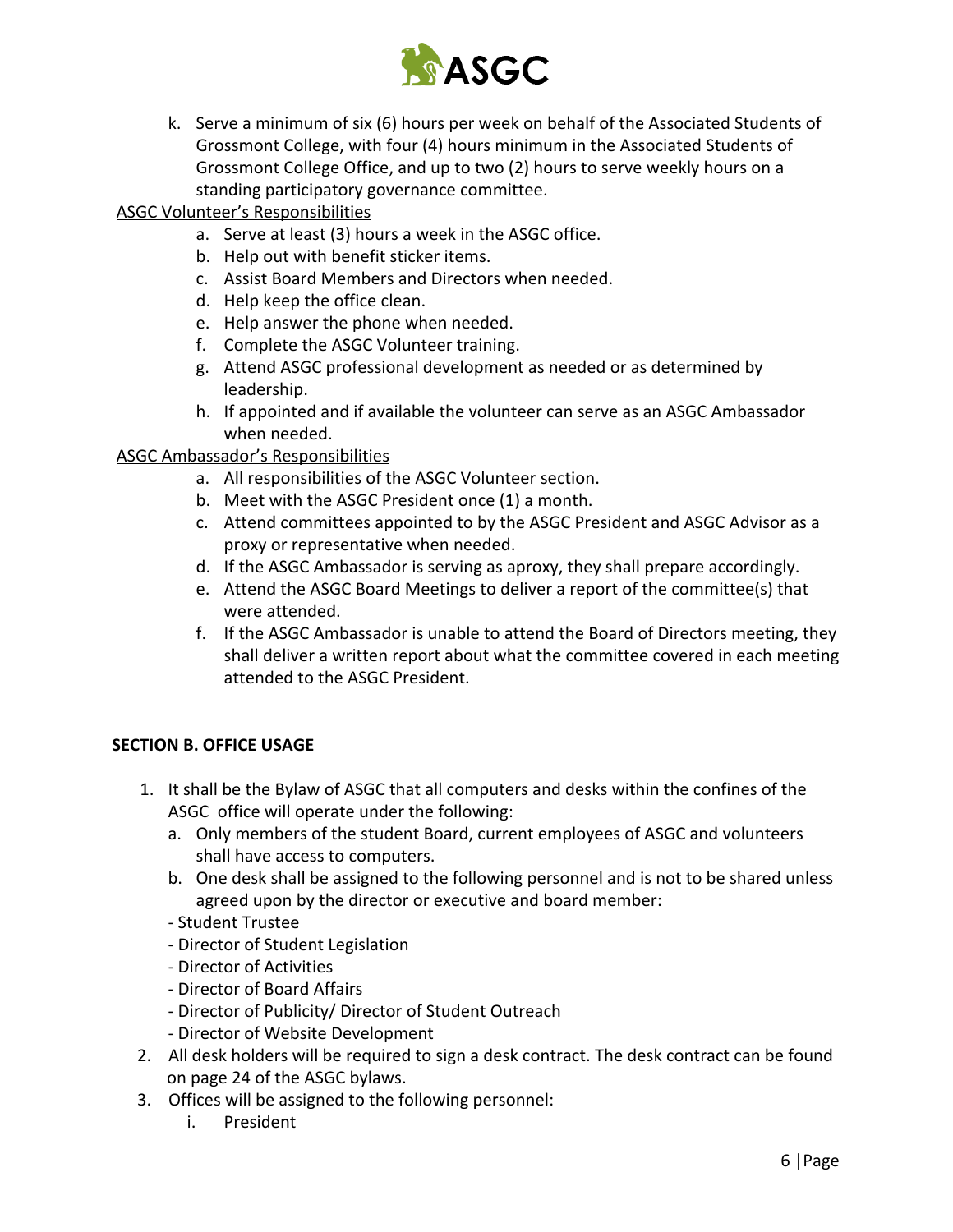k. Serve a minimum of six (6) hours per week on behalf of the Associated Students of Grossmont College, with four (4) hours minimum in the Associated Students of Grossmont College Office, and up to two (2) hours to serve weekly hours on a standing participatory governance committee.

<u>ASGC Volunteer's Responsibilities</u>

a. Serve at least (3) hours a week in the ASGC office.
b. Help out with benefit sticker items.
c. Assist Board Members and Directors when needed.
d. Help keep the office clean.
e. Help answer the phone when needed.
f. Complete the ASGC Volunteer training.
g. Attend ASGC professional development as needed or as determined by leadership.
h. If appointed and if available the volunteer can serve as an ASGC Ambassador when needed.

<u>ASGC Ambassador's Responsibilities</u>

a. All responsibilities of the ASGC Volunteer section.
b. Meet with the ASGC President once (1) a month.
c. Attend committees appointed to by the ASGC President and ASGC Advisor as a proxy or representative when needed.
d. If the ASGC Ambassador is serving as aproxy, they shall prepare accordingly.
e. Attend the ASGC Board Meetings to deliver a report of the committee(s) that were attended.
f. If the ASGC Ambassador is unable to attend the Board of Directors meeting, they shall deliver a written report about what the committee covered in each meeting attended to the ASGC President.

**SECTION B. OFFICE USAGE**

1. It shall be the Bylaw of ASGC that all computers and desks within the confines of the ASGC office will operate under the following:
   a. Only members of the student Board, current employees of ASGC and volunteers shall have access to computers.
   b. One desk shall be assigned to the following personnel and is not to be shared unless agreed upon by the director or executive and board member:
   - Student Trustee
   - Director of Student Legislation
   - Director of Activities
   - Director of Board Affairs
   - Director of Publicity/ Director of Student Outreach
   - Director of Website Development
2. All desk holders will be required to sign a desk contract. The desk contract can be found on page 24 of the ASGC bylaws.
3. Offices will be assigned to the following personnel:
   i. President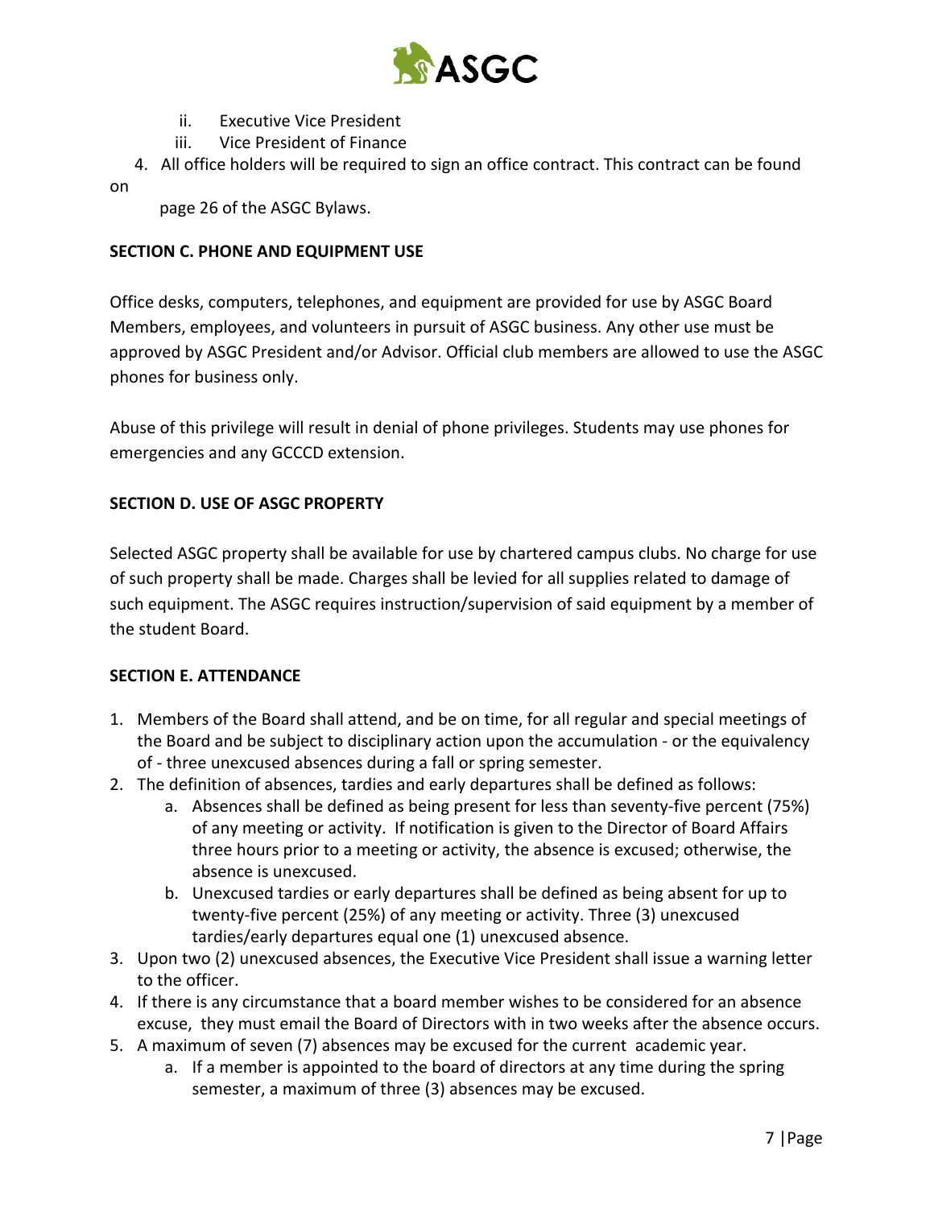ii. Executive Vice President
   iii. Vice President of Finance

4. All office holders will be required to sign an office contract. This contract can be found on page 26 of the ASGC Bylaws.

**SECTION C. PHONE AND EQUIPMENT USE**

Office desks, computers, telephones, and equipment are provided for use by ASGC Board Members, employees, and volunteers in pursuit of ASGC business. Any other use must be approved by ASGC President and/or Advisor. Official club members are allowed to use the ASGC phones for business only.

Abuse of this privilege will result in denial of phone privileges. Students may use phones for emergencies and any GCCCD extension.

**SECTION D. USE OF ASGC PROPERTY**

Selected ASGC property shall be available for use by chartered campus clubs. No charge for use of such property shall be made. Charges shall be levied for all supplies related to damage of such equipment. The ASGC requires instruction/supervision of said equipment by a member of the student Board.

**SECTION E. ATTENDANCE**

1. Members of the Board shall attend, and be on time, for all regular and special meetings of the Board and be subject to disciplinary action upon the accumulation - or the equivalency of - three unexcused absences during a fall or spring semester.
2. The definition of absences, tardies and early departures shall be defined as follows:
   a. Absences shall be defined as being present for less than seventy-five percent (75%) of any meeting or activity. If notification is given to the Director of Board Affairs three hours prior to a meeting or activity, the absence is excused; otherwise, the absence is unexcused.
   b. Unexcused tardies or early departures shall be defined as being absent for up to twenty-five percent (25%) of any meeting or activity. Three (3) unexcused tardies/early departures equal one (1) unexcused absence.
3. Upon two (2) unexcused absences, the Executive Vice President shall issue a warning letter to the officer.
4. If there is any circumstance that a board member wishes to be considered for an absence excuse, they must email the Board of Directors with in two weeks after the absence occurs.
5. A maximum of seven (7) absences may be excused for the current academic year.
   a. If a member is appointed to the board of directors at any time during the spring semester, a maximum of three (3) absences may be excused.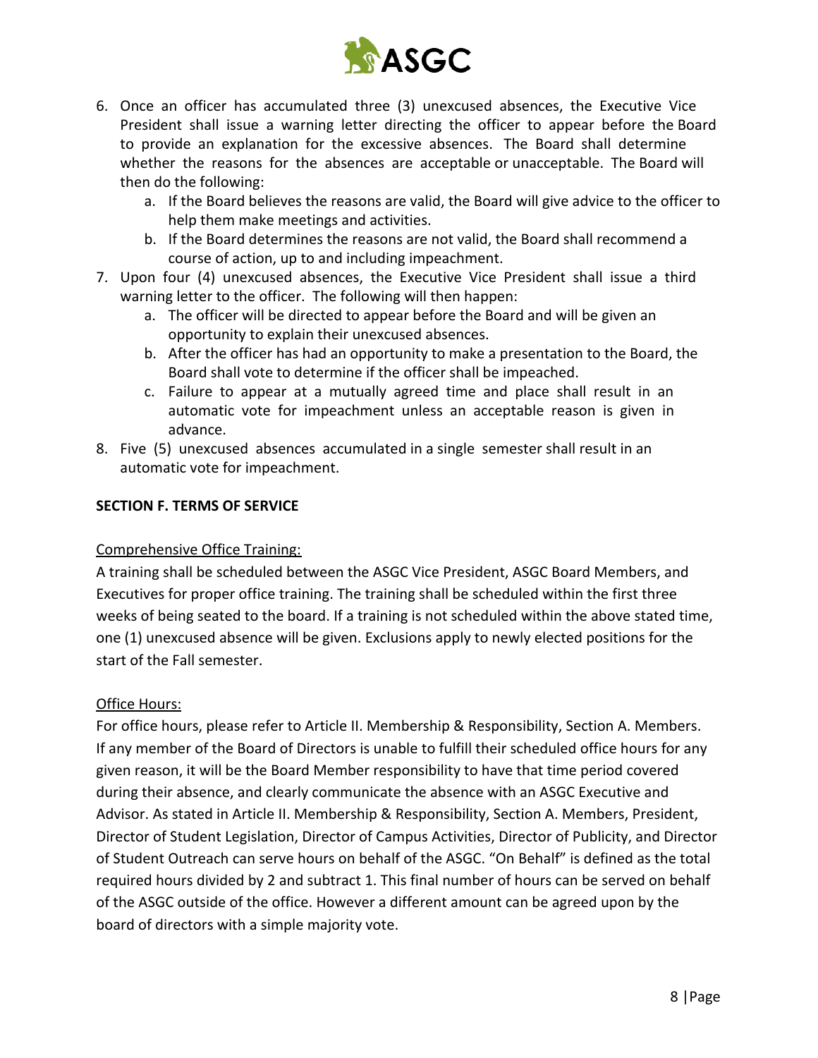6. Once an officer has accumulated three (3) unexcused absences, the Executive Vice President shall issue a warning letter directing the officer to appear before the Board to provide an explanation for the excessive absences. The Board shall determine whether the reasons for the absences are acceptable or unacceptable. The Board will then do the following:
   a. If the Board believes the reasons are valid, the Board will give advice to the officer to help them make meetings and activities.
   b. If the Board determines the reasons are not valid, the Board shall recommend a course of action, up to and including impeachment.
7. Upon four (4) unexcused absences, the Executive Vice President shall issue a third warning letter to the officer. The following will then happen:
   a. The officer will be directed to appear before the Board and will be given an opportunity to explain their unexcused absences.
   b. After the officer has had an opportunity to make a presentation to the Board, the Board shall vote to determine if the officer shall be impeached.
   c. Failure to appear at a mutually agreed time and place shall result in an automatic vote for impeachment unless an acceptable reason is given in advance.
8. Five (5) unexcused absences accumulated in a single semester shall result in an automatic vote for impeachment.

**SECTION F. TERMS OF SERVICE**

Comprehensive Office Training:

A training shall be scheduled between the ASGC Vice President, ASGC Board Members, and Executives for proper office training. The training shall be scheduled within the first three weeks of being seated to the board. If a training is not scheduled within the above stated time, one (1) unexcused absence will be given. Exclusions apply to newly elected positions for the start of the Fall semester.

Office Hours:

For office hours, please refer to Article II. Membership & Responsibility, Section A. Members. If any member of the Board of Directors is unable to fulfill their scheduled office hours for any given reason, it will be the Board Member responsibility to have that time period covered during their absence, and clearly communicate the absence with an ASGC Executive and Advisor. As stated in Article II. Membership & Responsibility, Section A. Members, President, Director of Student Legislation, Director of Campus Activities, Director of Publicity, and Director of Student Outreach can serve hours on behalf of the ASGC. "On Behalf" is defined as the total required hours divided by 2 and subtract 1. This final number of hours can be served on behalf of the ASGC outside of the office. However a different amount can be agreed upon by the board of directors with a simple majority vote.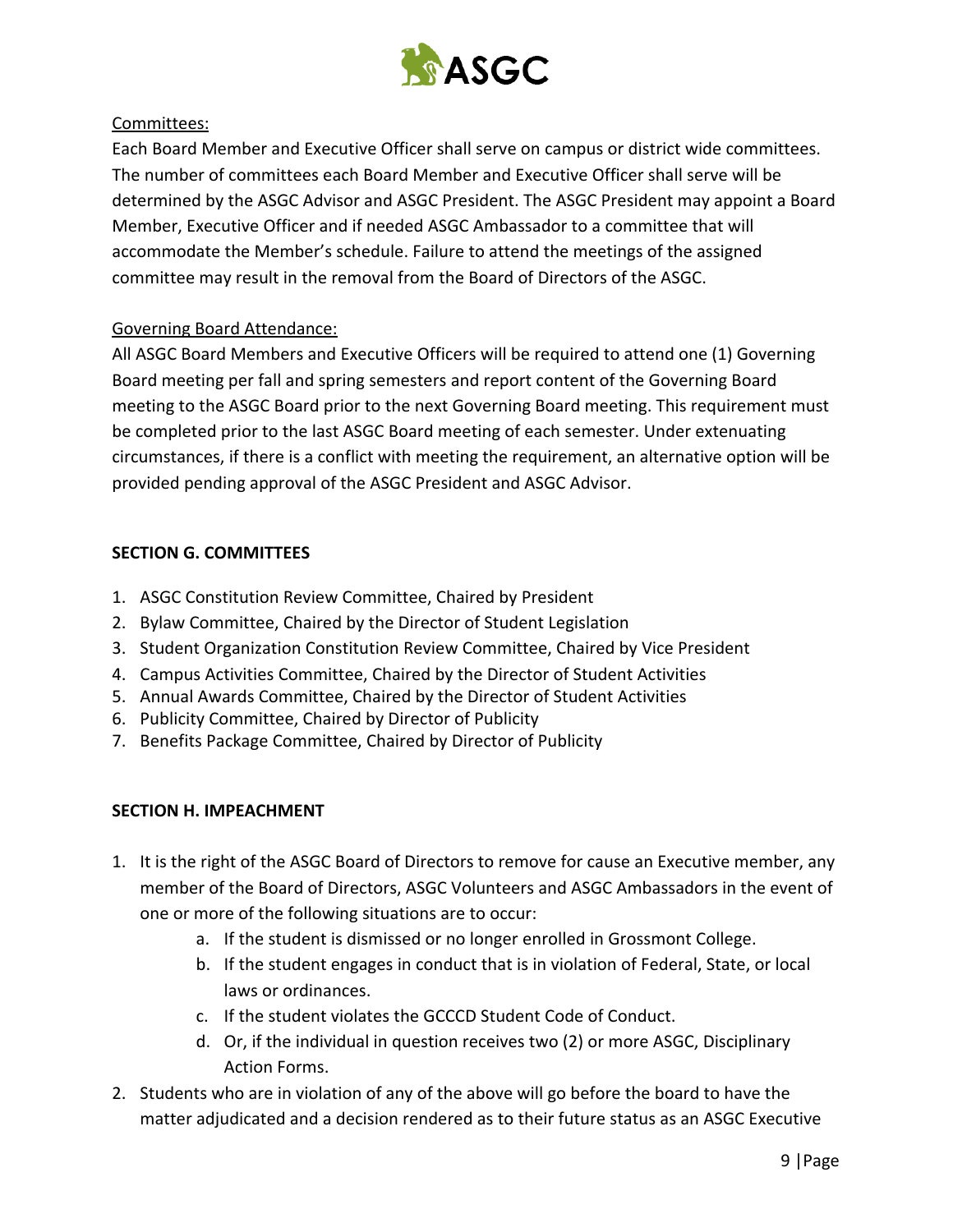Committees:

Each Board Member and Executive Officer shall serve on campus or district wide committees. The number of committees each Board Member and Executive Officer shall serve will be determined by the ASGC Advisor and ASGC President. The ASGC President may appoint a Board Member, Executive Officer and if needed ASGC Ambassador to a committee that will accommodate the Member's schedule. Failure to attend the meetings of the assigned committee may result in the removal from the Board of Directors of the ASGC.

Governing Board Attendance:

All ASGC Board Members and Executive Officers will be required to attend one (1) Governing Board meeting per fall and spring semesters and report content of the Governing Board meeting to the ASGC Board prior to the next Governing Board meeting. This requirement must be completed prior to the last ASGC Board meeting of each semester. Under extenuating circumstances, if there is a conflict with meeting the requirement, an alternative option will be provided pending approval of the ASGC President and ASGC Advisor.

## SECTION G. COMMITTEES

1. ASGC Constitution Review Committee, Chaired by President
2. Bylaw Committee, Chaired by the Director of Student Legislation
3. Student Organization Constitution Review Committee, Chaired by Vice President
4. Campus Activities Committee, Chaired by the Director of Student Activities
5. Annual Awards Committee, Chaired by the Director of Student Activities
6. Publicity Committee, Chaired by Director of Publicity
7. Benefits Package Committee, Chaired by Director of Publicity

## SECTION H. IMPEACHMENT

1. It is the right of the ASGC Board of Directors to remove for cause an Executive member, any member of the Board of Directors, ASGC Volunteers and ASGC Ambassadors in the event of one or more of the following situations are to occur:
    a. If the student is dismissed or no longer enrolled in Grossmont College.
    b. If the student engages in conduct that is in violation of Federal, State, or local laws or ordinances.
    c. If the student violates the GCCCD Student Code of Conduct.
    d. Or, if the individual in question receives two (2) or more ASGC, Disciplinary Action Forms.
2. Students who are in violation of any of the above will go before the board to have the matter adjudicated and a decision rendered as to their future status as an ASGC Executive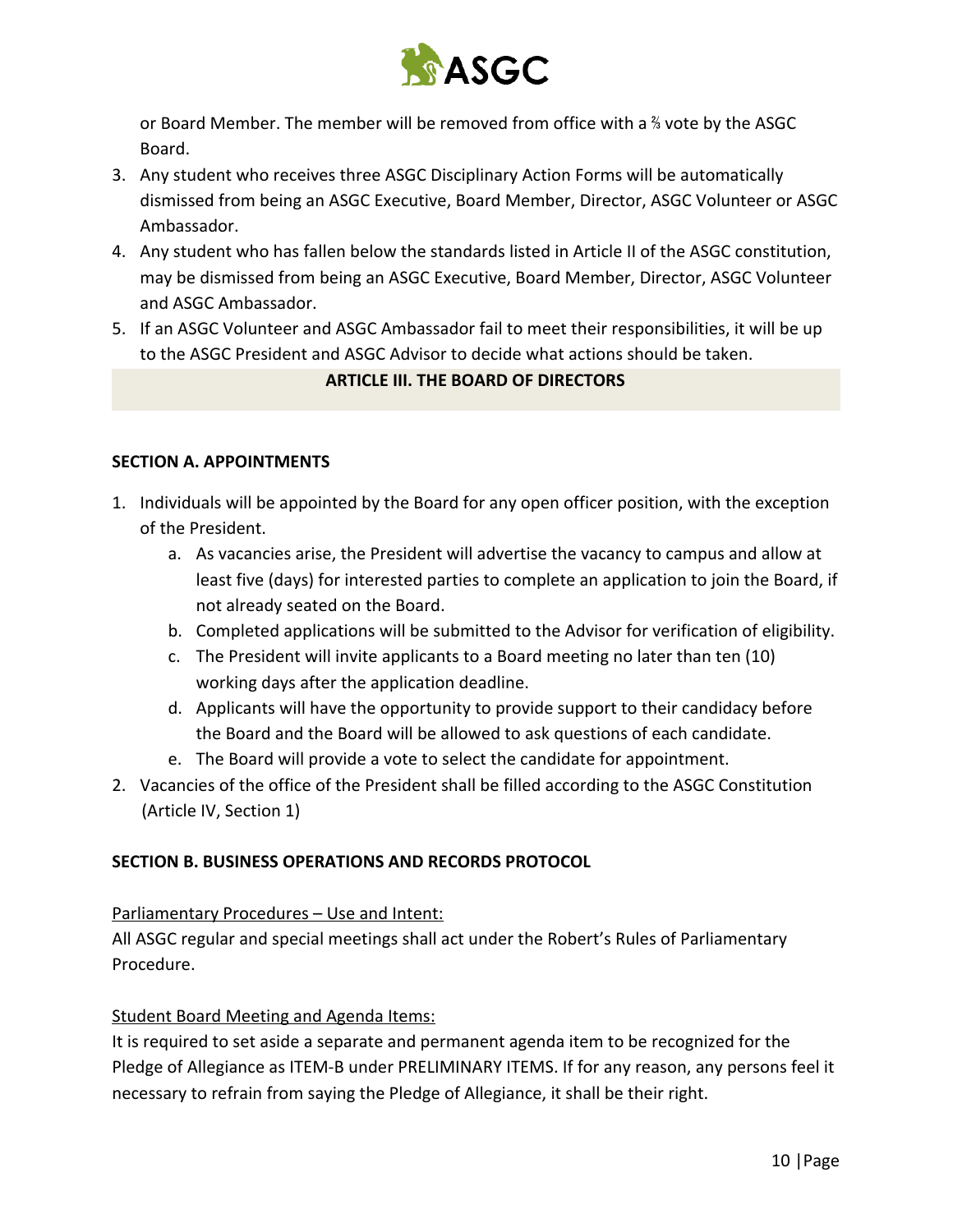or Board Member. The member will be removed from office with a ⅔ vote by the ASGC Board.

3. Any student who receives three ASGC Disciplinary Action Forms will be automatically dismissed from being an ASGC Executive, Board Member, Director, ASGC Volunteer or ASGC Ambassador.
4. Any student who has fallen below the standards listed in Article II of the ASGC constitution, may be dismissed from being an ASGC Executive, Board Member, Director, ASGC Volunteer and ASGC Ambassador.
5. If an ASGC Volunteer and ASGC Ambassador fail to meet their responsibilities, it will be up to the ASGC President and ASGC Advisor to decide what actions should be taken.

## ARTICLE III. THE BOARD OF DIRECTORS

### SECTION A. APPOINTMENTS

1. Individuals will be appointed by the Board for any open officer position, with the exception of the President.
    a. As vacancies arise, the President will advertise the vacancy to campus and allow at least five (days) for interested parties to complete an application to join the Board, if not already seated on the Board.
    b. Completed applications will be submitted to the Advisor for verification of eligibility.
    c. The President will invite applicants to a Board meeting no later than ten (10) working days after the application deadline.
    d. Applicants will have the opportunity to provide support to their candidacy before the Board and the Board will be allowed to ask questions of each candidate.
    e. The Board will provide a vote to select the candidate for appointment.
2. Vacancies of the office of the President shall be filled according to the ASGC Constitution (Article IV, Section 1)

### SECTION B. BUSINESS OPERATIONS AND RECORDS PROTOCOL

<u>Parliamentary Procedures – Use and Intent:</u>
All ASGC regular and special meetings shall act under the Robert's Rules of Parliamentary Procedure.

<u>Student Board Meeting and Agenda Items:</u>
It is required to set aside a separate and permanent agenda item to be recognized for the Pledge of Allegiance as ITEM-B under PRELIMINARY ITEMS. If for any reason, any persons feel it necessary to refrain from saying the Pledge of Allegiance, it shall be their right.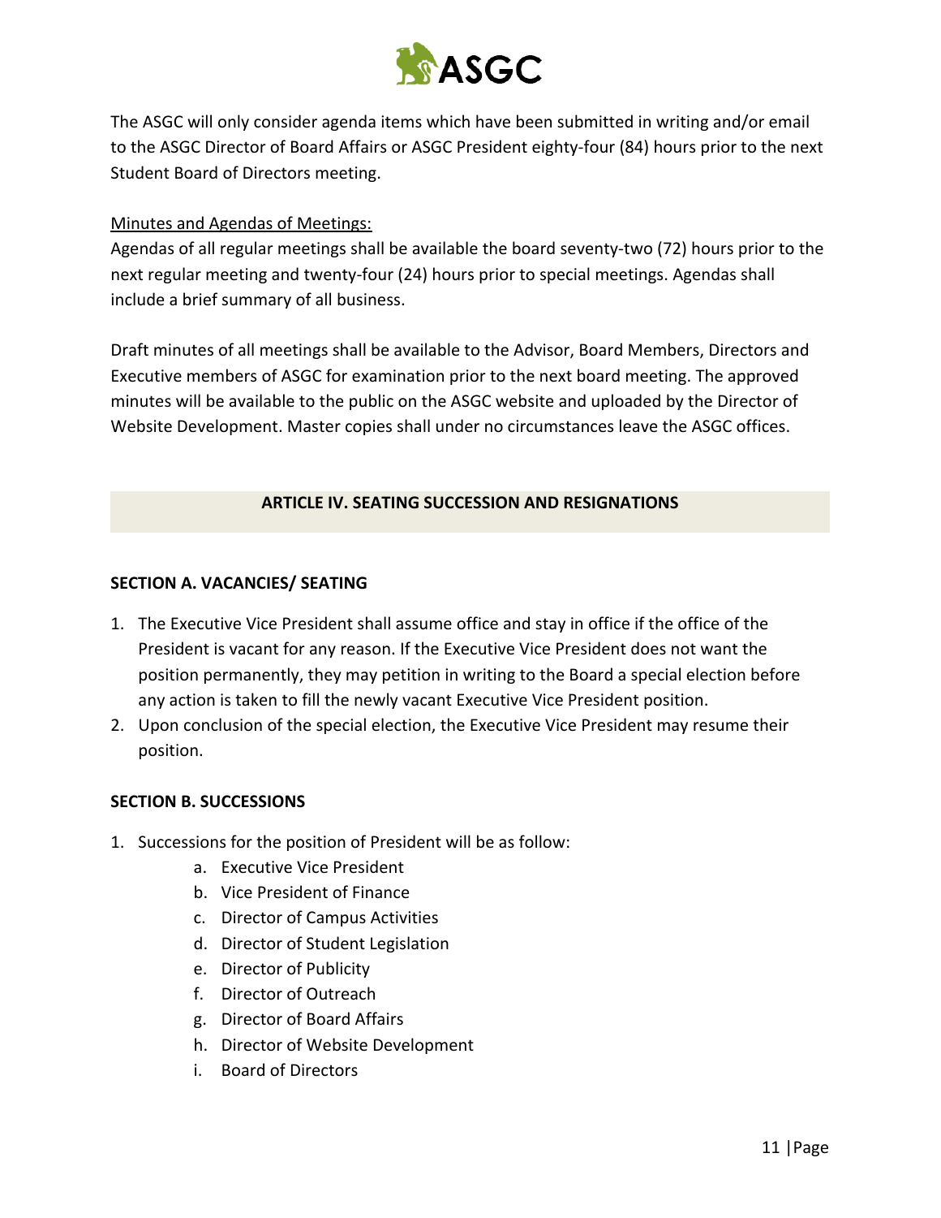The ASGC will only consider agenda items which have been submitted in writing and/or email to the ASGC Director of Board Affairs or ASGC President eighty-four (84) hours prior to the next Student Board of Directors meeting.

Minutes and Agendas of Meetings:

Agendas of all regular meetings shall be available the board seventy-two (72) hours prior to the next regular meeting and twenty-four (24) hours prior to special meetings. Agendas shall include a brief summary of all business.

Draft minutes of all meetings shall be available to the Advisor, Board Members, Directors and Executive members of ASGC for examination prior to the next board meeting. The approved minutes will be available to the public on the ASGC website and uploaded by the Director of Website Development. Master copies shall under no circumstances leave the ASGC offices.

## ARTICLE IV. SEATING SUCCESSION AND RESIGNATIONS

### SECTION A. VACANCIES/ SEATING

1. The Executive Vice President shall assume office and stay in office if the office of the President is vacant for any reason. If the Executive Vice President does not want the position permanently, they may petition in writing to the Board a special election before any action is taken to fill the newly vacant Executive Vice President position.
2. Upon conclusion of the special election, the Executive Vice President may resume their position.

### SECTION B. SUCCESSIONS

1. Successions for the position of President will be as follow:
   a. Executive Vice President
   b. Vice President of Finance
   c. Director of Campus Activities
   d. Director of Student Legislation
   e. Director of Publicity
   f. Director of Outreach
   g. Director of Board Affairs
   h. Director of Website Development
   i. Board of Directors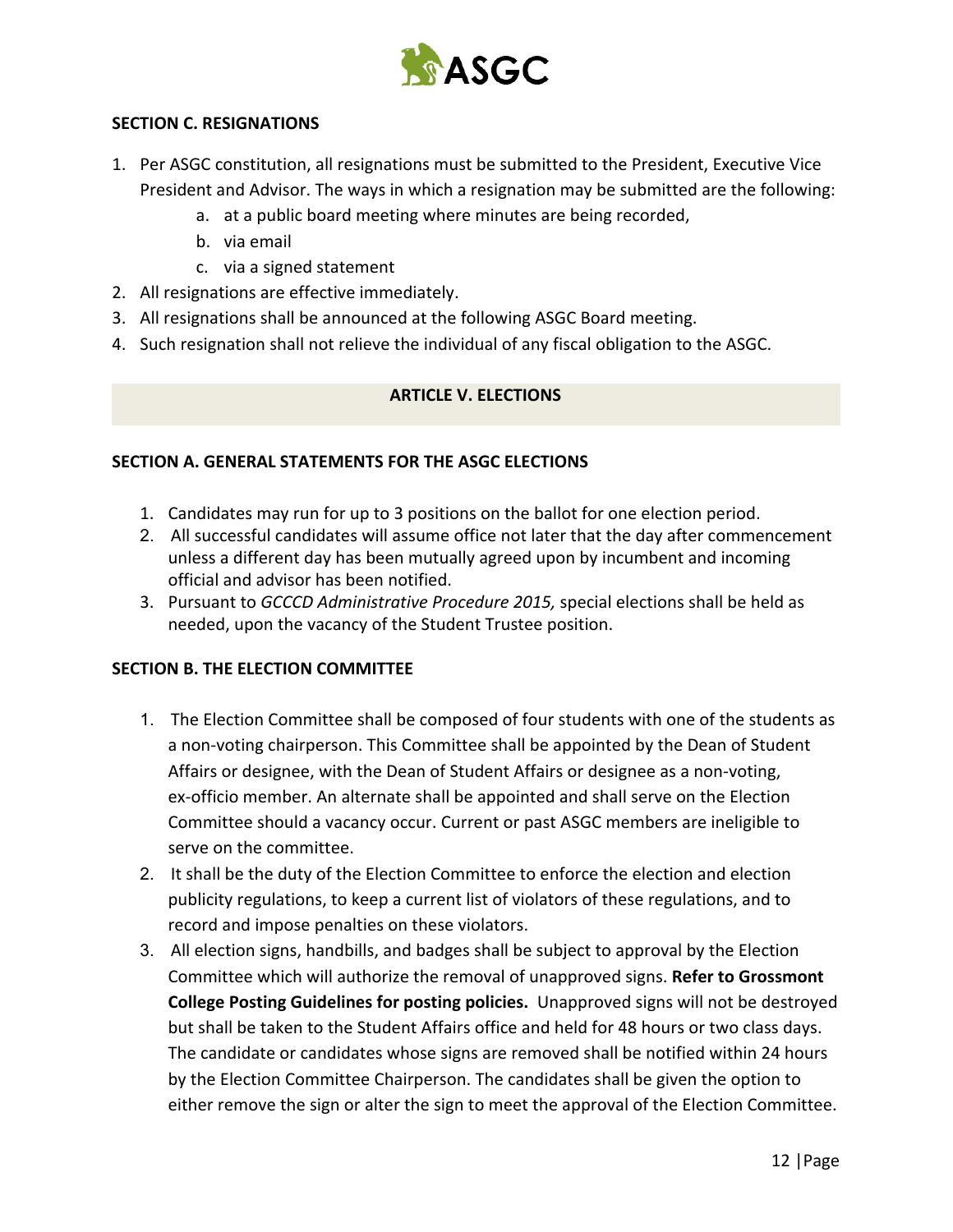### SECTION C. RESIGNATIONS

1. Per ASGC constitution, all resignations must be submitted to the President, Executive Vice President and Advisor. The ways in which a resignation may be submitted are the following:
   a. at a public board meeting where minutes are being recorded,
   b. via email
   c. via a signed statement
2. All resignations are effective immediately.
3. All resignations shall be announced at the following ASGC Board meeting.
4. Such resignation shall not relieve the individual of any fiscal obligation to the ASGC.

## ARTICLE V. ELECTIONS

### SECTION A. GENERAL STATEMENTS FOR THE ASGC ELECTIONS

1. Candidates may run for up to 3 positions on the ballot for one election period.
2. All successful candidates will assume office not later that the day after commencement unless a different day has been mutually agreed upon by incumbent and incoming official and advisor has been notified.
3. Pursuant to *GCCCD Administrative Procedure 2015,* special elections shall be held as needed, upon the vacancy of the Student Trustee position.

### SECTION B. THE ELECTION COMMITTEE

1. The Election Committee shall be composed of four students with one of the students as a non-voting chairperson. This Committee shall be appointed by the Dean of Student Affairs or designee, with the Dean of Student Affairs or designee as a non-voting, ex-officio member. An alternate shall be appointed and shall serve on the Election Committee should a vacancy occur. Current or past ASGC members are ineligible to serve on the committee.
2. It shall be the duty of the Election Committee to enforce the election and election publicity regulations, to keep a current list of violators of these regulations, and to record and impose penalties on these violators.
3. All election signs, handbills, and badges shall be subject to approval by the Election Committee which will authorize the removal of unapproved signs. **Refer to Grossmont College Posting Guidelines for posting policies.** Unapproved signs will not be destroyed but shall be taken to the Student Affairs office and held for 48 hours or two class days. The candidate or candidates whose signs are removed shall be notified within 24 hours by the Election Committee Chairperson. The candidates shall be given the option to either remove the sign or alter the sign to meet the approval of the Election Committee.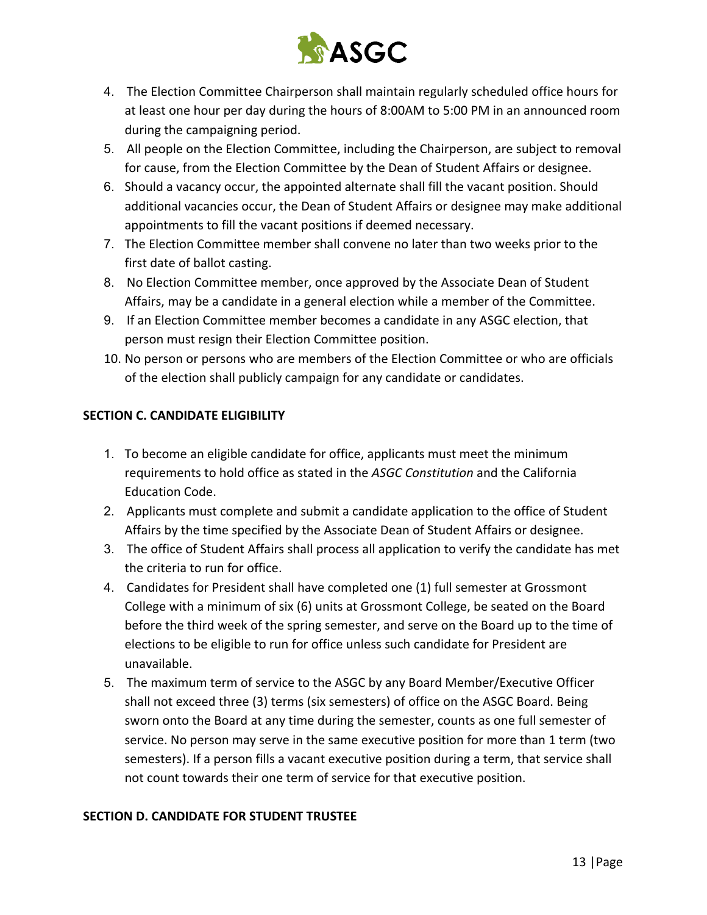4. The Election Committee Chairperson shall maintain regularly scheduled office hours for at least one hour per day during the hours of 8:00AM to 5:00 PM in an announced room during the campaigning period.
5. All people on the Election Committee, including the Chairperson, are subject to removal for cause, from the Election Committee by the Dean of Student Affairs or designee.
6. Should a vacancy occur, the appointed alternate shall fill the vacant position. Should additional vacancies occur, the Dean of Student Affairs or designee may make additional appointments to fill the vacant positions if deemed necessary.
7. The Election Committee member shall convene no later than two weeks prior to the first date of ballot casting.
8. No Election Committee member, once approved by the Associate Dean of Student Affairs, may be a candidate in a general election while a member of the Committee.
9. If an Election Committee member becomes a candidate in any ASGC election, that person must resign their Election Committee position.
10. No person or persons who are members of the Election Committee or who are officials of the election shall publicly campaign for any candidate or candidates.

**SECTION C. CANDIDATE ELIGIBILITY**

1. To become an eligible candidate for office, applicants must meet the minimum requirements to hold office as stated in the *ASGC Constitution* and the California Education Code.
2. Applicants must complete and submit a candidate application to the office of Student Affairs by the time specified by the Associate Dean of Student Affairs or designee.
3. The office of Student Affairs shall process all application to verify the candidate has met the criteria to run for office.
4. Candidates for President shall have completed one (1) full semester at Grossmont College with a minimum of six (6) units at Grossmont College, be seated on the Board before the third week of the spring semester, and serve on the Board up to the time of elections to be eligible to run for office unless such candidate for President are unavailable.
5. The maximum term of service to the ASGC by any Board Member/Executive Officer shall not exceed three (3) terms (six semesters) of office on the ASGC Board. Being sworn onto the Board at any time during the semester, counts as one full semester of service. No person may serve in the same executive position for more than 1 term (two semesters). If a person fills a vacant executive position during a term, that service shall not count towards their one term of service for that executive position.

**SECTION D. CANDIDATE FOR STUDENT TRUSTEE**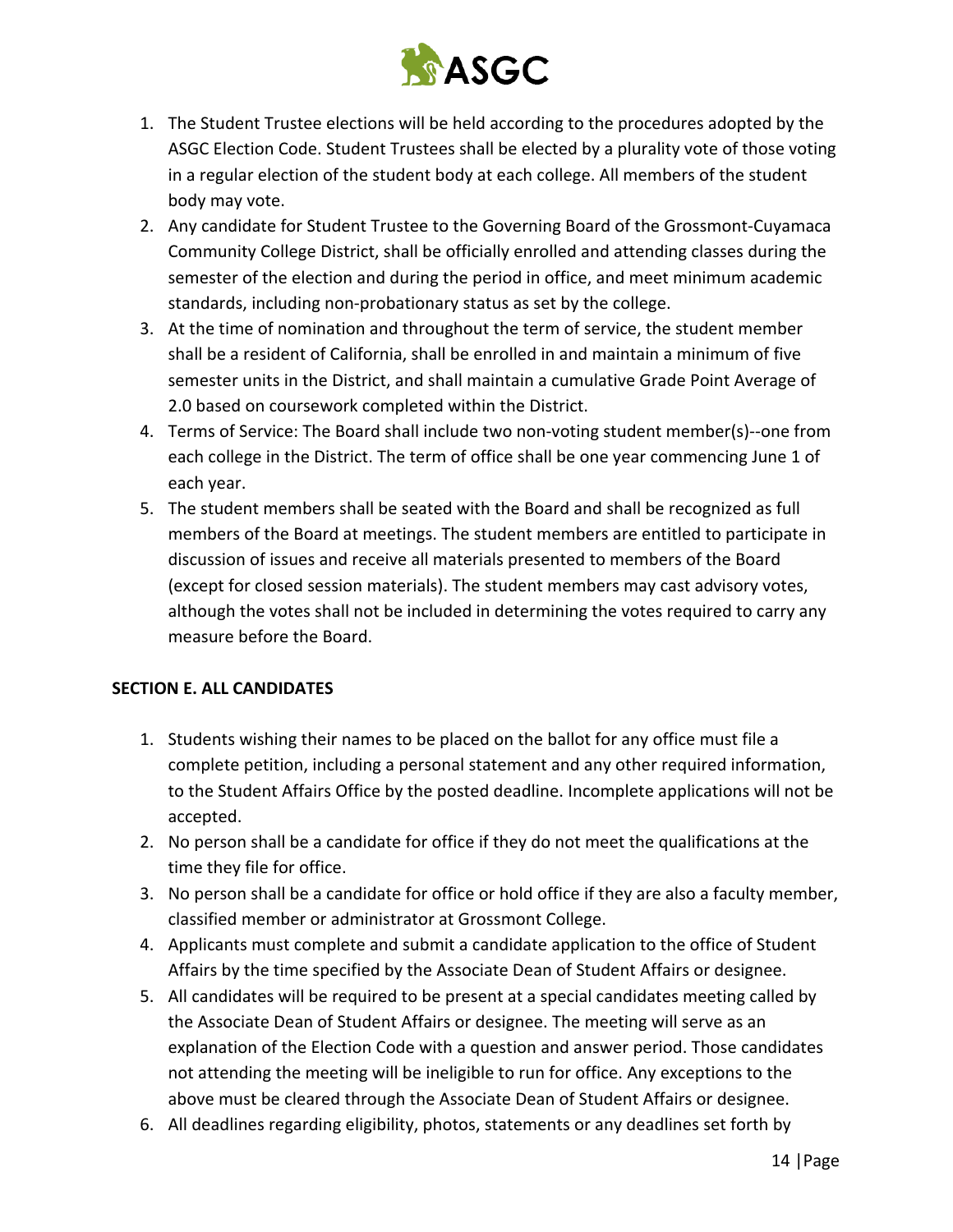1. The Student Trustee elections will be held according to the procedures adopted by the ASGC Election Code. Student Trustees shall be elected by a plurality vote of those voting in a regular election of the student body at each college. All members of the student body may vote.
2. Any candidate for Student Trustee to the Governing Board of the Grossmont-Cuyamaca Community College District, shall be officially enrolled and attending classes during the semester of the election and during the period in office, and meet minimum academic standards, including non-probationary status as set by the college.
3. At the time of nomination and throughout the term of service, the student member shall be a resident of California, shall be enrolled in and maintain a minimum of five semester units in the District, and shall maintain a cumulative Grade Point Average of 2.0 based on coursework completed within the District.
4. Terms of Service: The Board shall include two non-voting student member(s)--one from each college in the District. The term of office shall be one year commencing June 1 of each year.
5. The student members shall be seated with the Board and shall be recognized as full members of the Board at meetings. The student members are entitled to participate in discussion of issues and receive all materials presented to members of the Board (except for closed session materials). The student members may cast advisory votes, although the votes shall not be included in determining the votes required to carry any measure before the Board.

**SECTION E. ALL CANDIDATES**

1. Students wishing their names to be placed on the ballot for any office must file a complete petition, including a personal statement and any other required information, to the Student Affairs Office by the posted deadline. Incomplete applications will not be accepted.
2. No person shall be a candidate for office if they do not meet the qualifications at the time they file for office.
3. No person shall be a candidate for office or hold office if they are also a faculty member, classified member or administrator at Grossmont College.
4. Applicants must complete and submit a candidate application to the office of Student Affairs by the time specified by the Associate Dean of Student Affairs or designee.
5. All candidates will be required to be present at a special candidates meeting called by the Associate Dean of Student Affairs or designee. The meeting will serve as an explanation of the Election Code with a question and answer period. Those candidates not attending the meeting will be ineligible to run for office. Any exceptions to the above must be cleared through the Associate Dean of Student Affairs or designee.
6. All deadlines regarding eligibility, photos, statements or any deadlines set forth by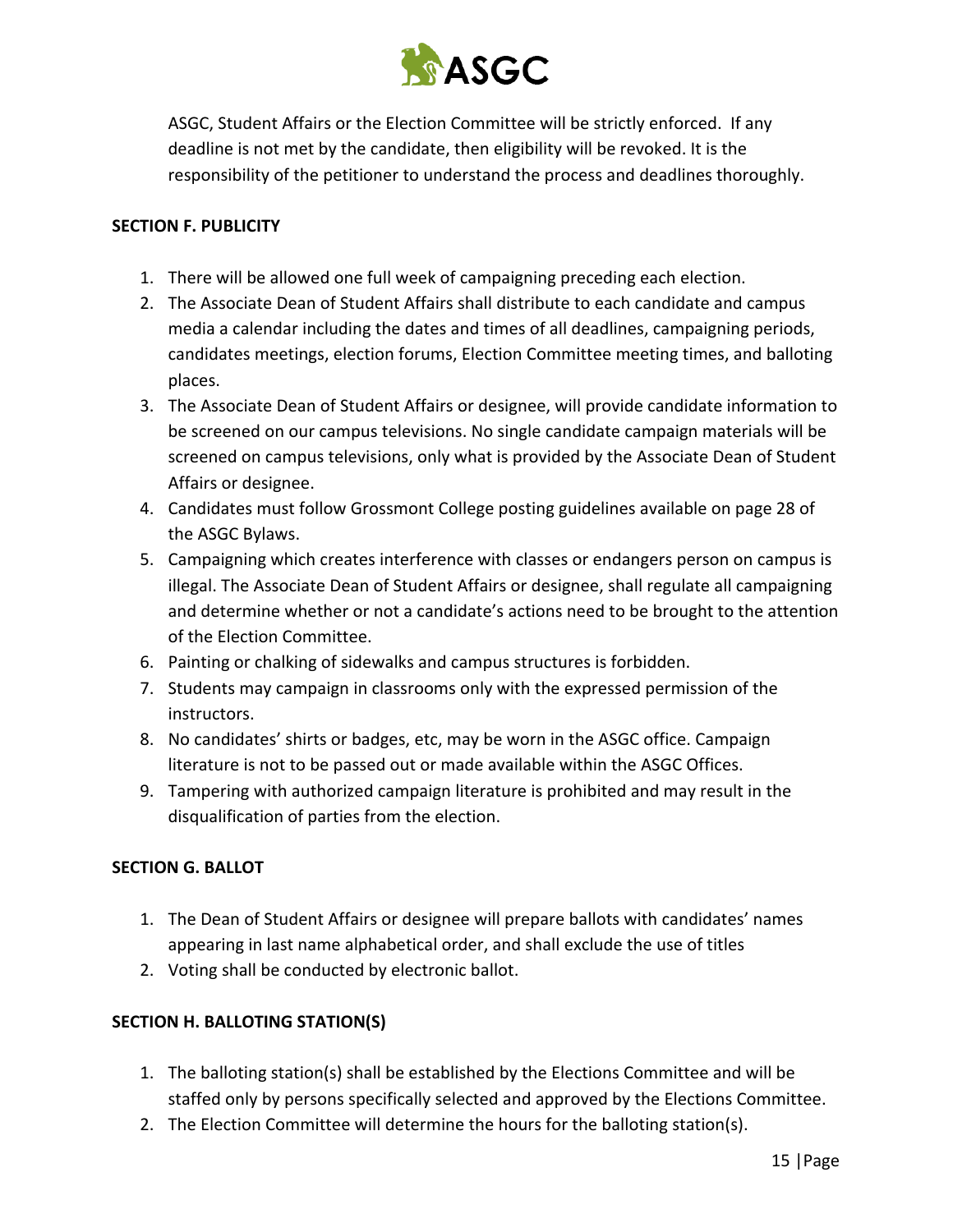ASGC, Student Affairs or the Election Committee will be strictly enforced. If any deadline is not met by the candidate, then eligibility will be revoked. It is the responsibility of the petitioner to understand the process and deadlines thoroughly.

**SECTION F. PUBLICITY**

1. There will be allowed one full week of campaigning preceding each election.
2. The Associate Dean of Student Affairs shall distribute to each candidate and campus media a calendar including the dates and times of all deadlines, campaigning periods, candidates meetings, election forums, Election Committee meeting times, and balloting places.
3. The Associate Dean of Student Affairs or designee, will provide candidate information to be screened on our campus televisions. No single candidate campaign materials will be screened on campus televisions, only what is provided by the Associate Dean of Student Affairs or designee.
4. Candidates must follow Grossmont College posting guidelines available on page 28 of the ASGC Bylaws.
5. Campaigning which creates interference with classes or endangers person on campus is illegal. The Associate Dean of Student Affairs or designee, shall regulate all campaigning and determine whether or not a candidate's actions need to be brought to the attention of the Election Committee.
6. Painting or chalking of sidewalks and campus structures is forbidden.
7. Students may campaign in classrooms only with the expressed permission of the instructors.
8. No candidates' shirts or badges, etc, may be worn in the ASGC office. Campaign literature is not to be passed out or made available within the ASGC Offices.
9. Tampering with authorized campaign literature is prohibited and may result in the disqualification of parties from the election.

**SECTION G. BALLOT**

1. The Dean of Student Affairs or designee will prepare ballots with candidates' names appearing in last name alphabetical order, and shall exclude the use of titles
2. Voting shall be conducted by electronic ballot.

**SECTION H. BALLOTING STATION(S)**

1. The balloting station(s) shall be established by the Elections Committee and will be staffed only by persons specifically selected and approved by the Elections Committee.
2. The Election Committee will determine the hours for the balloting station(s).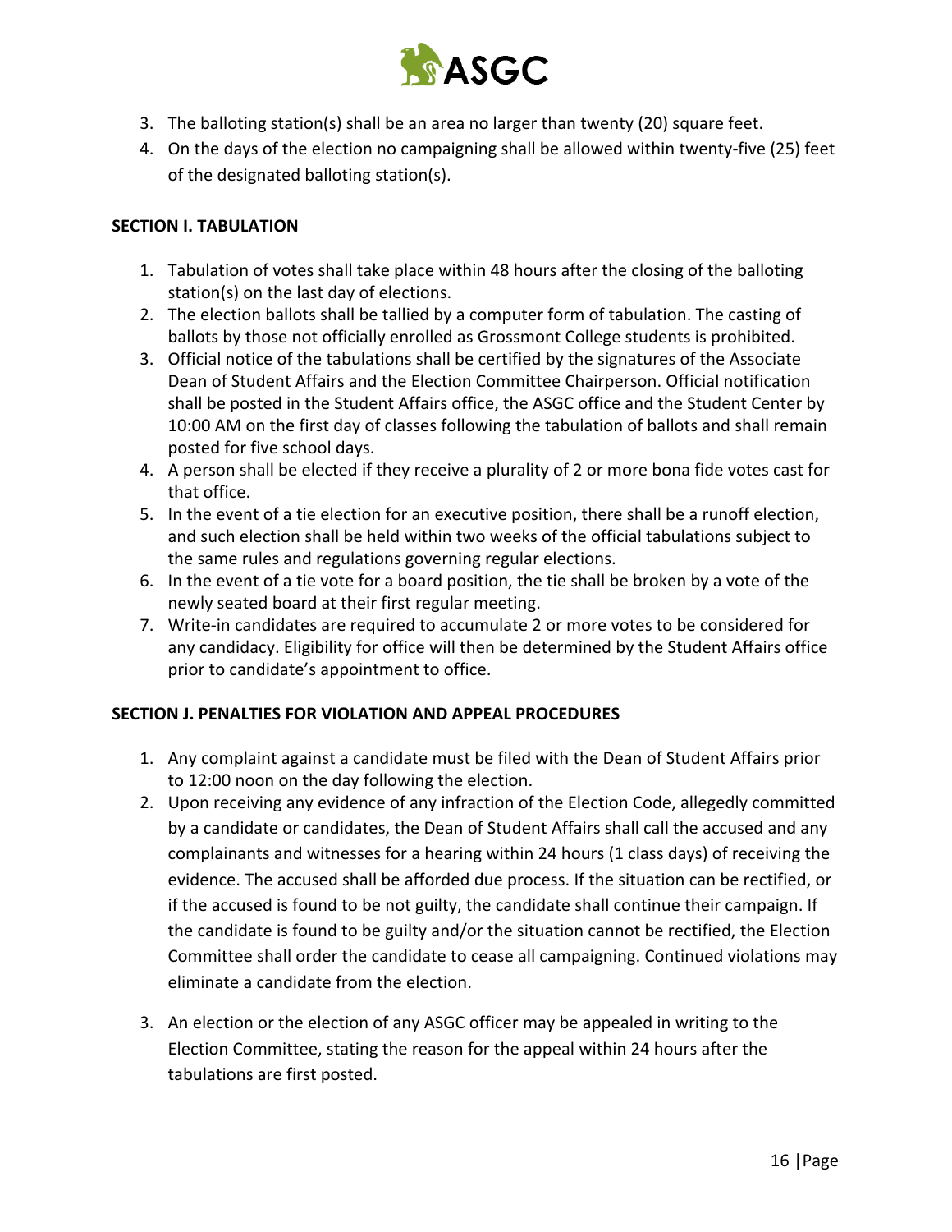3. The balloting station(s) shall be an area no larger than twenty (20) square feet.
4. On the days of the election no campaigning shall be allowed within twenty-five (25) feet of the designated balloting station(s).

**SECTION I. TABULATION**

1. Tabulation of votes shall take place within 48 hours after the closing of the balloting station(s) on the last day of elections.
2. The election ballots shall be tallied by a computer form of tabulation. The casting of ballots by those not officially enrolled as Grossmont College students is prohibited.
3. Official notice of the tabulations shall be certified by the signatures of the Associate Dean of Student Affairs and the Election Committee Chairperson. Official notification shall be posted in the Student Affairs office, the ASGC office and the Student Center by 10:00 AM on the first day of classes following the tabulation of ballots and shall remain posted for five school days.
4. A person shall be elected if they receive a plurality of 2 or more bona fide votes cast for that office.
5. In the event of a tie election for an executive position, there shall be a runoff election, and such election shall be held within two weeks of the official tabulations subject to the same rules and regulations governing regular elections.
6. In the event of a tie vote for a board position, the tie shall be broken by a vote of the newly seated board at their first regular meeting.
7. Write-in candidates are required to accumulate 2 or more votes to be considered for any candidacy. Eligibility for office will then be determined by the Student Affairs office prior to candidate's appointment to office.

**SECTION J. PENALTIES FOR VIOLATION AND APPEAL PROCEDURES**

1. Any complaint against a candidate must be filed with the Dean of Student Affairs prior to 12:00 noon on the day following the election.
2. Upon receiving any evidence of any infraction of the Election Code, allegedly committed by a candidate or candidates, the Dean of Student Affairs shall call the accused and any complainants and witnesses for a hearing within 24 hours (1 class days) of receiving the evidence. The accused shall be afforded due process. If the situation can be rectified, or if the accused is found to be not guilty, the candidate shall continue their campaign. If the candidate is found to be guilty and/or the situation cannot be rectified, the Election Committee shall order the candidate to cease all campaigning. Continued violations may eliminate a candidate from the election.
3. An election or the election of any ASGC officer may be appealed in writing to the Election Committee, stating the reason for the appeal within 24 hours after the tabulations are first posted.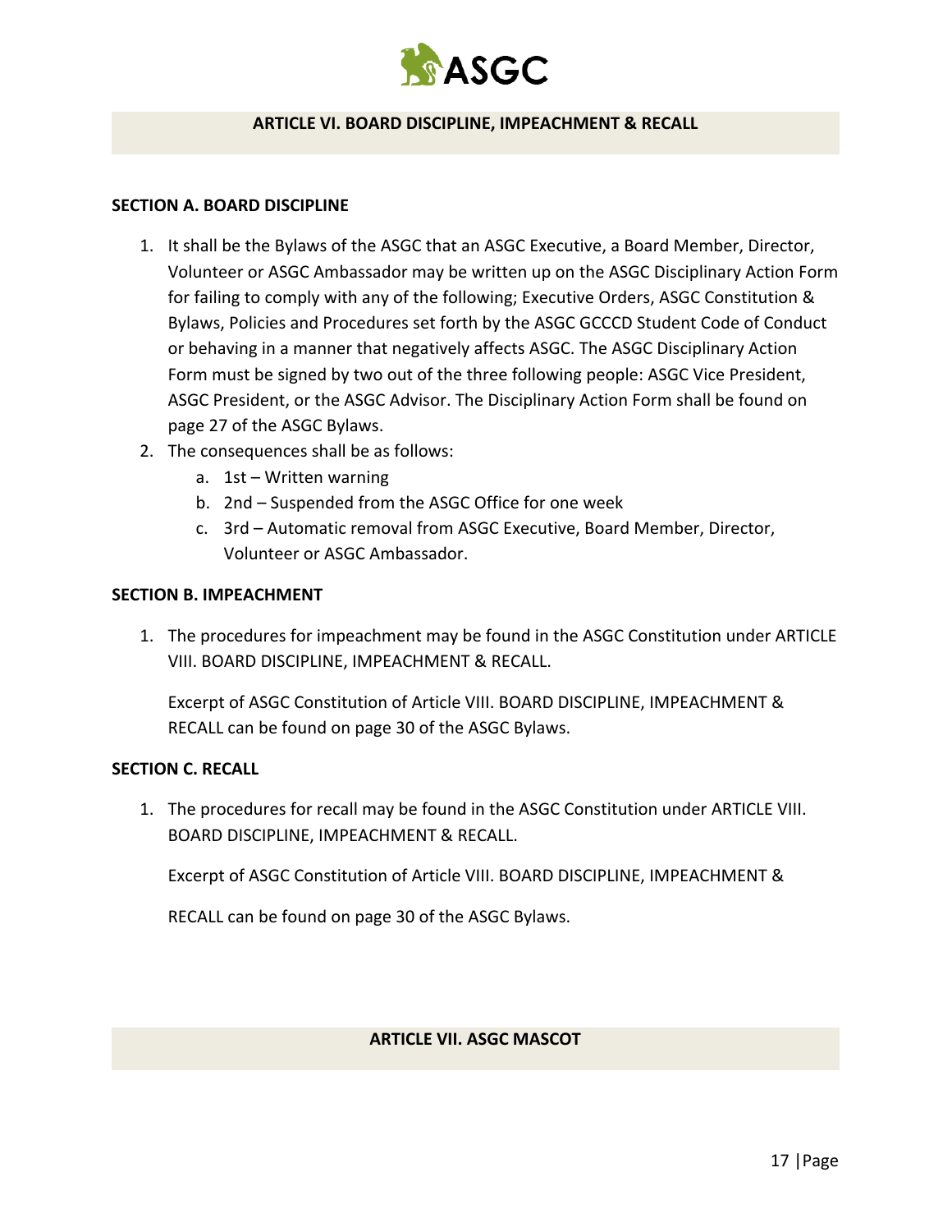## ARTICLE VI. BOARD DISCIPLINE, IMPEACHMENT & RECALL

### SECTION A. BOARD DISCIPLINE

1. It shall be the Bylaws of the ASGC that an ASGC Executive, a Board Member, Director, Volunteer or ASGC Ambassador may be written up on the ASGC Disciplinary Action Form for failing to comply with any of the following; Executive Orders, ASGC Constitution & Bylaws, Policies and Procedures set forth by the ASGC GCCCD Student Code of Conduct or behaving in a manner that negatively affects ASGC. The ASGC Disciplinary Action Form must be signed by two out of the three following people: ASGC Vice President, ASGC President, or the ASGC Advisor. The Disciplinary Action Form shall be found on page 27 of the ASGC Bylaws.
2. The consequences shall be as follows:
   a. 1st – Written warning
   b. 2nd – Suspended from the ASGC Office for one week
   c. 3rd – Automatic removal from ASGC Executive, Board Member, Director, Volunteer or ASGC Ambassador.

### SECTION B. IMPEACHMENT

1. The procedures for impeachment may be found in the ASGC Constitution under ARTICLE VIII. BOARD DISCIPLINE, IMPEACHMENT & RECALL.

   Excerpt of ASGC Constitution of Article VIII. BOARD DISCIPLINE, IMPEACHMENT & RECALL can be found on page 30 of the ASGC Bylaws.

### SECTION C. RECALL

1. The procedures for recall may be found in the ASGC Constitution under ARTICLE VIII. BOARD DISCIPLINE, IMPEACHMENT & RECALL.

   Excerpt of ASGC Constitution of Article VIII. BOARD DISCIPLINE, IMPEACHMENT &

   RECALL can be found on page 30 of the ASGC Bylaws.

## ARTICLE VII. ASGC MASCOT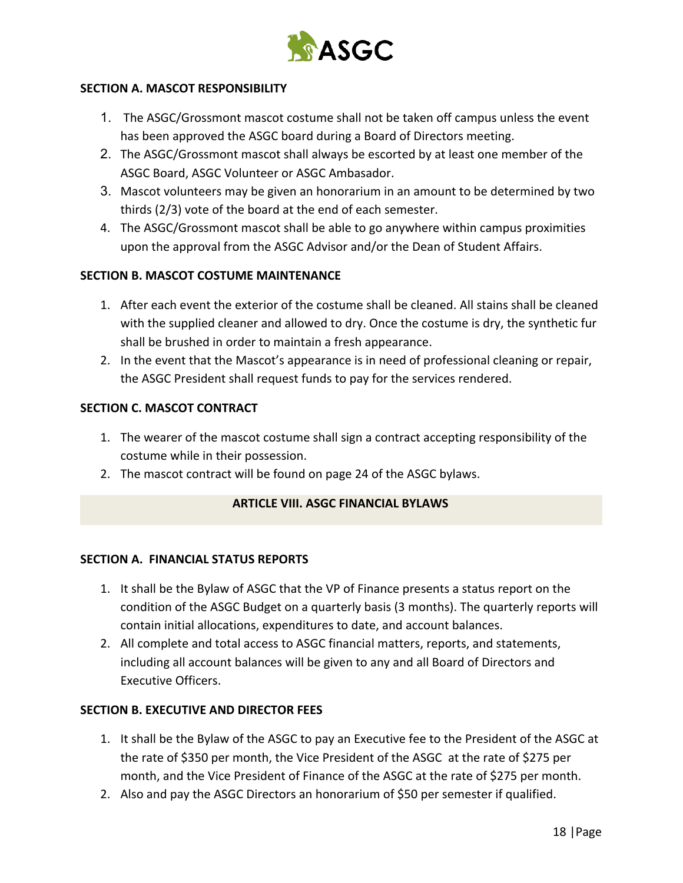### SECTION A. MASCOT RESPONSIBILITY

1. The ASGC/Grossmont mascot costume shall not be taken off campus unless the event has been approved the ASGC board during a Board of Directors meeting.
2. The ASGC/Grossmont mascot shall always be escorted by at least one member of the ASGC Board, ASGC Volunteer or ASGC Ambasador.
3. Mascot volunteers may be given an honorarium in an amount to be determined by two thirds (2/3) vote of the board at the end of each semester.
4. The ASGC/Grossmont mascot shall be able to go anywhere within campus proximities upon the approval from the ASGC Advisor and/or the Dean of Student Affairs.

### SECTION B. MASCOT COSTUME MAINTENANCE

1. After each event the exterior of the costume shall be cleaned. All stains shall be cleaned with the supplied cleaner and allowed to dry. Once the costume is dry, the synthetic fur shall be brushed in order to maintain a fresh appearance.
2. In the event that the Mascot's appearance is in need of professional cleaning or repair, the ASGC President shall request funds to pay for the services rendered.

### SECTION C. MASCOT CONTRACT

1. The wearer of the mascot costume shall sign a contract accepting responsibility of the costume while in their possession.
2. The mascot contract will be found on page 24 of the ASGC bylaws.

## ARTICLE VIII. ASGC FINANCIAL BYLAWS

### SECTION A. FINANCIAL STATUS REPORTS

1. It shall be the Bylaw of ASGC that the VP of Finance presents a status report on the condition of the ASGC Budget on a quarterly basis (3 months). The quarterly reports will contain initial allocations, expenditures to date, and account balances.
2. All complete and total access to ASGC financial matters, reports, and statements, including all account balances will be given to any and all Board of Directors and Executive Officers.

### SECTION B. EXECUTIVE AND DIRECTOR FEES

1. It shall be the Bylaw of the ASGC to pay an Executive fee to the President of the ASGC at the rate of $350 per month, the Vice President of the ASGC at the rate of $275 per month, and the Vice President of Finance of the ASGC at the rate of $275 per month.
2. Also and pay the ASGC Directors an honorarium of $50 per semester if qualified.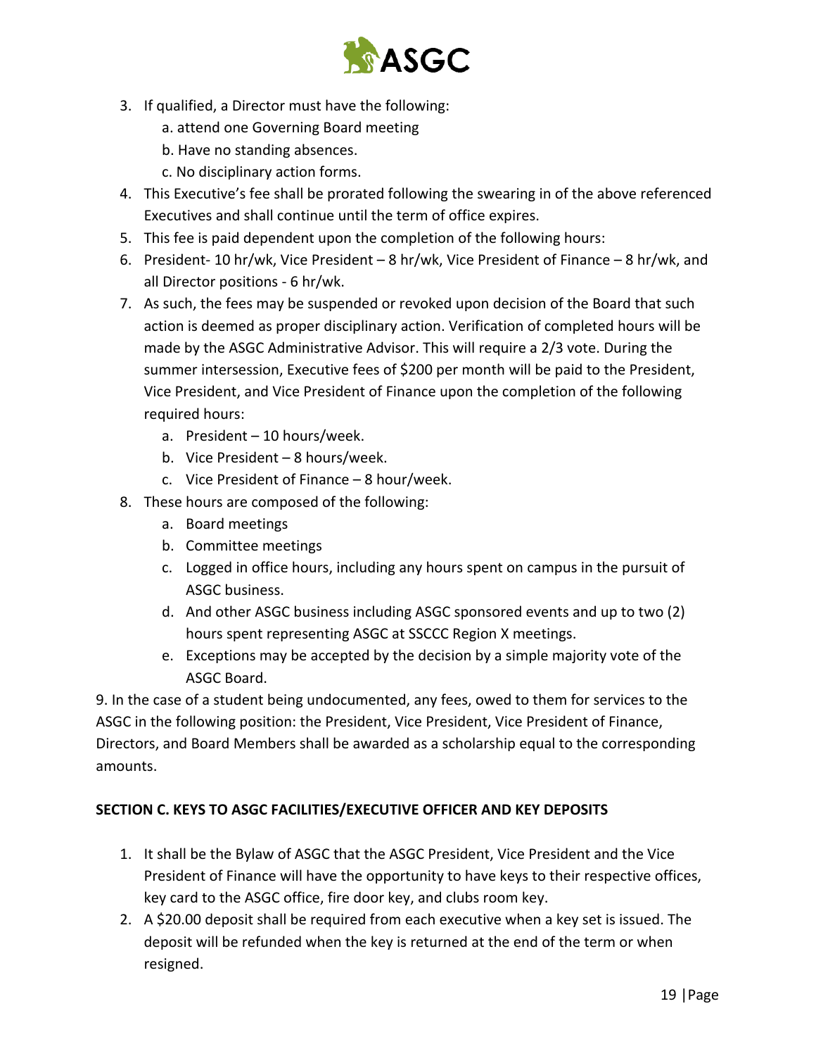3. If qualified, a Director must have the following:
   a. attend one Governing Board meeting
   b. Have no standing absences.
   c. No disciplinary action forms.
4. This Executive's fee shall be prorated following the swearing in of the above referenced Executives and shall continue until the term of office expires.
5. This fee is paid dependent upon the completion of the following hours:
6. President- 10 hr/wk, Vice President – 8 hr/wk, Vice President of Finance – 8 hr/wk, and all Director positions - 6 hr/wk.
7. As such, the fees may be suspended or revoked upon decision of the Board that such action is deemed as proper disciplinary action. Verification of completed hours will be made by the ASGC Administrative Advisor. This will require a 2/3 vote. During the summer intersession, Executive fees of $200 per month will be paid to the President, Vice President, and Vice President of Finance upon the completion of the following required hours:
   a. President – 10 hours/week.
   b. Vice President – 8 hours/week.
   c. Vice President of Finance – 8 hour/week.
8. These hours are composed of the following:
   a. Board meetings
   b. Committee meetings
   c. Logged in office hours, including any hours spent on campus in the pursuit of ASGC business.
   d. And other ASGC business including ASGC sponsored events and up to two (2) hours spent representing ASGC at SSCCC Region X meetings.
   e. Exceptions may be accepted by the decision by a simple majority vote of the ASGC Board.

9. In the case of a student being undocumented, any fees, owed to them for services to the ASGC in the following position: the President, Vice President, Vice President of Finance, Directors, and Board Members shall be awarded as a scholarship equal to the corresponding amounts.

**SECTION C. KEYS TO ASGC FACILITIES/EXECUTIVE OFFICER AND KEY DEPOSITS**

1. It shall be the Bylaw of ASGC that the ASGC President, Vice President and the Vice President of Finance will have the opportunity to have keys to their respective offices, key card to the ASGC office, fire door key, and clubs room key.
2. A $20.00 deposit shall be required from each executive when a key set is issued. The deposit will be refunded when the key is returned at the end of the term or when resigned.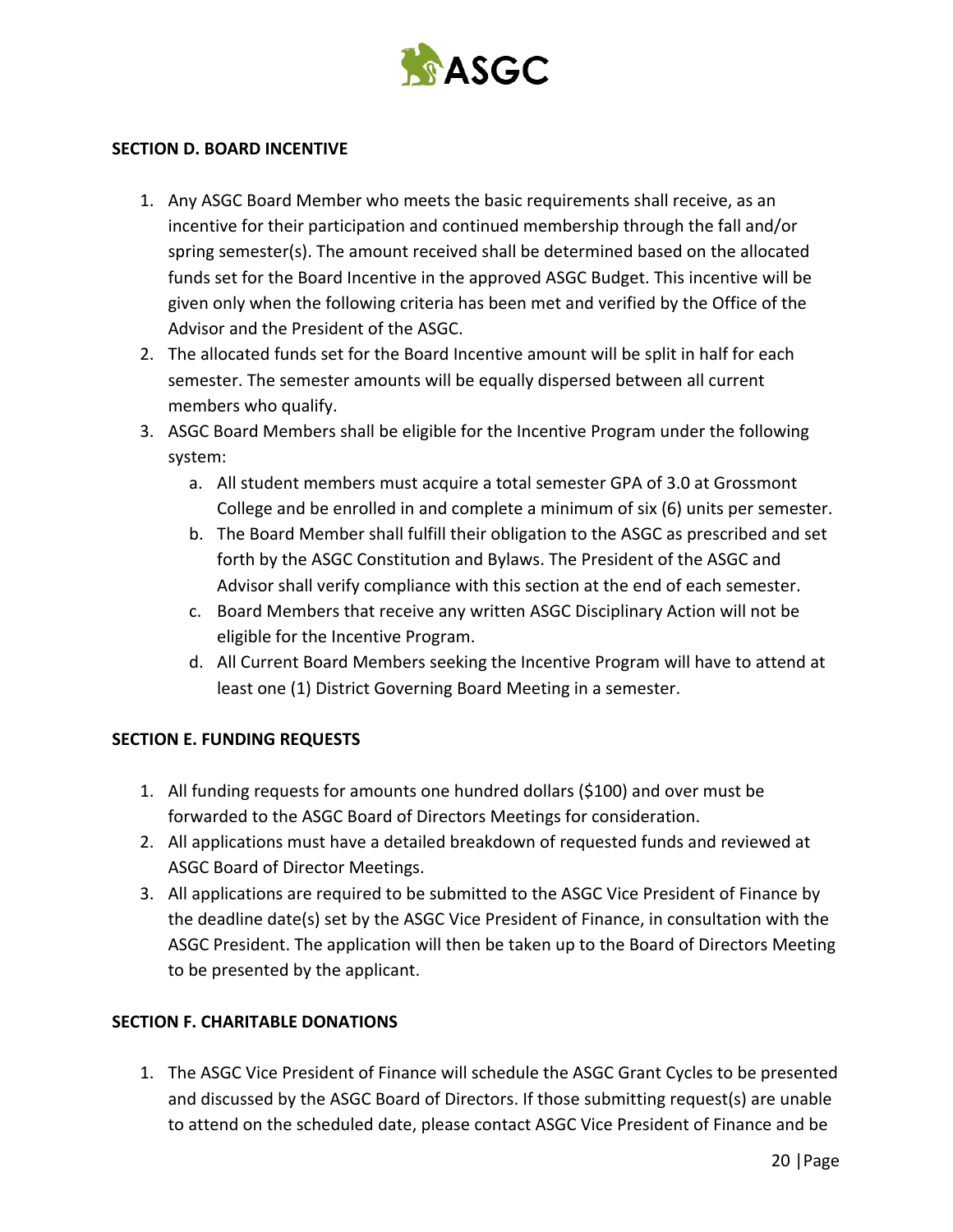## SECTION D. BOARD INCENTIVE

1. Any ASGC Board Member who meets the basic requirements shall receive, as an incentive for their participation and continued membership through the fall and/or spring semester(s). The amount received shall be determined based on the allocated funds set for the Board Incentive in the approved ASGC Budget. This incentive will be given only when the following criteria has been met and verified by the Office of the Advisor and the President of the ASGC.
2. The allocated funds set for the Board Incentive amount will be split in half for each semester. The semester amounts will be equally dispersed between all current members who qualify.
3. ASGC Board Members shall be eligible for the Incentive Program under the following system:
   a. All student members must acquire a total semester GPA of 3.0 at Grossmont College and be enrolled in and complete a minimum of six (6) units per semester.
   b. The Board Member shall fulfill their obligation to the ASGC as prescribed and set forth by the ASGC Constitution and Bylaws. The President of the ASGC and Advisor shall verify compliance with this section at the end of each semester.
   c. Board Members that receive any written ASGC Disciplinary Action will not be eligible for the Incentive Program.
   d. All Current Board Members seeking the Incentive Program will have to attend at least one (1) District Governing Board Meeting in a semester.

## SECTION E. FUNDING REQUESTS

1. All funding requests for amounts one hundred dollars ($100) and over must be forwarded to the ASGC Board of Directors Meetings for consideration.
2. All applications must have a detailed breakdown of requested funds and reviewed at ASGC Board of Director Meetings.
3. All applications are required to be submitted to the ASGC Vice President of Finance by the deadline date(s) set by the ASGC Vice President of Finance, in consultation with the ASGC President. The application will then be taken up to the Board of Directors Meeting to be presented by the applicant.

## SECTION F. CHARITABLE DONATIONS

1. The ASGC Vice President of Finance will schedule the ASGC Grant Cycles to be presented and discussed by the ASGC Board of Directors. If those submitting request(s) are unable to attend on the scheduled date, please contact ASGC Vice President of Finance and be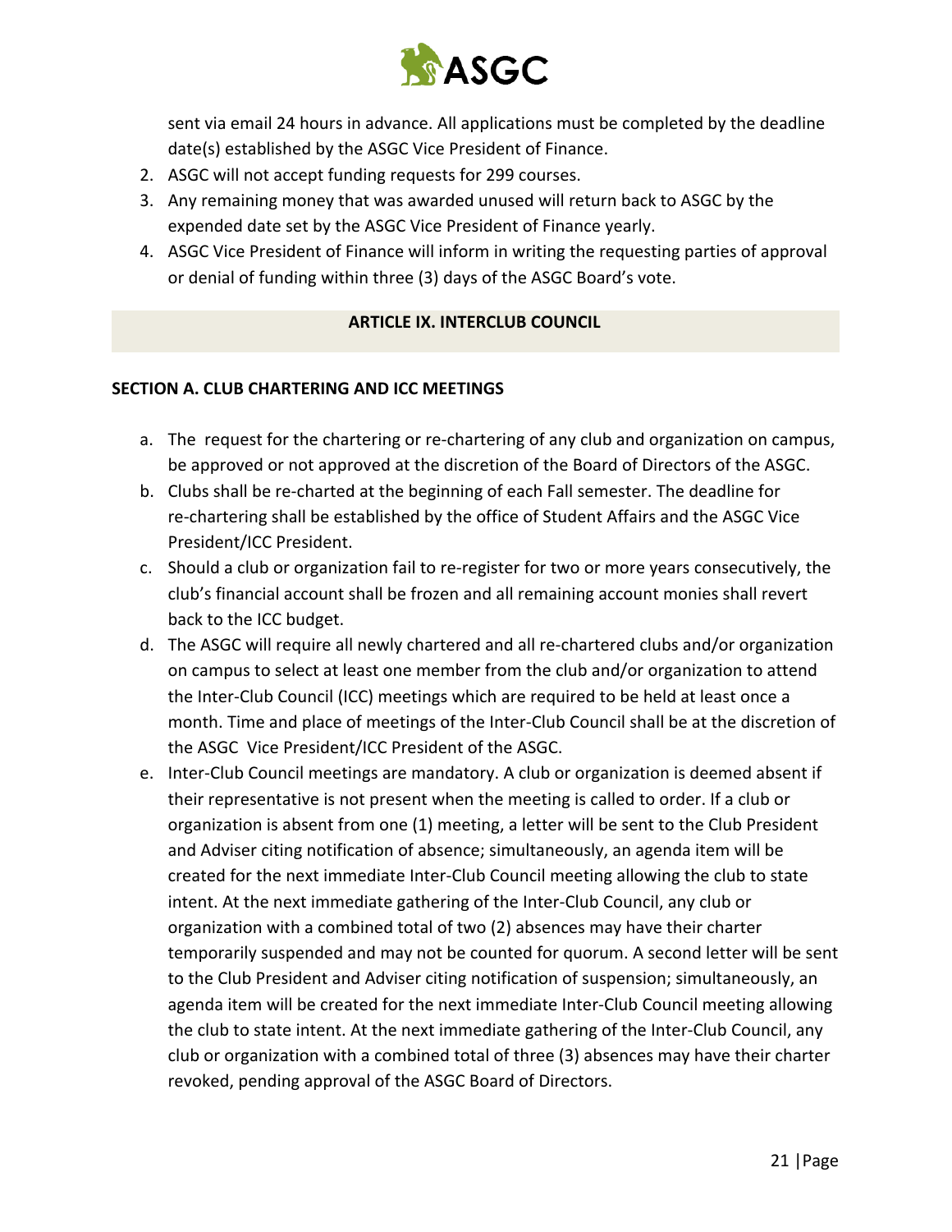sent via email 24 hours in advance. All applications must be completed by the deadline date(s) established by the ASGC Vice President of Finance.

2. ASGC will not accept funding requests for 299 courses.
3. Any remaining money that was awarded unused will return back to ASGC by the expended date set by the ASGC Vice President of Finance yearly.
4. ASGC Vice President of Finance will inform in writing the requesting parties of approval or denial of funding within three (3) days of the ASGC Board's vote.

## ARTICLE IX. INTERCLUB COUNCIL

### SECTION A. CLUB CHARTERING AND ICC MEETINGS

a. The request for the chartering or re-chartering of any club and organization on campus, be approved or not approved at the discretion of the Board of Directors of the ASGC.

b. Clubs shall be re-charted at the beginning of each Fall semester. The deadline for re-chartering shall be established by the office of Student Affairs and the ASGC Vice President/ICC President.

c. Should a club or organization fail to re-register for two or more years consecutively, the club's financial account shall be frozen and all remaining account monies shall revert back to the ICC budget.

d. The ASGC will require all newly chartered and all re-chartered clubs and/or organization on campus to select at least one member from the club and/or organization to attend the Inter-Club Council (ICC) meetings which are required to be held at least once a month. Time and place of meetings of the Inter-Club Council shall be at the discretion of the ASGC Vice President/ICC President of the ASGC.

e. Inter-Club Council meetings are mandatory. A club or organization is deemed absent if their representative is not present when the meeting is called to order. If a club or organization is absent from one (1) meeting, a letter will be sent to the Club President and Adviser citing notification of absence; simultaneously, an agenda item will be created for the next immediate Inter-Club Council meeting allowing the club to state intent. At the next immediate gathering of the Inter-Club Council, any club or organization with a combined total of two (2) absences may have their charter temporarily suspended and may not be counted for quorum. A second letter will be sent to the Club President and Adviser citing notification of suspension; simultaneously, an agenda item will be created for the next immediate Inter-Club Council meeting allowing the club to state intent. At the next immediate gathering of the Inter-Club Council, any club or organization with a combined total of three (3) absences may have their charter revoked, pending approval of the ASGC Board of Directors.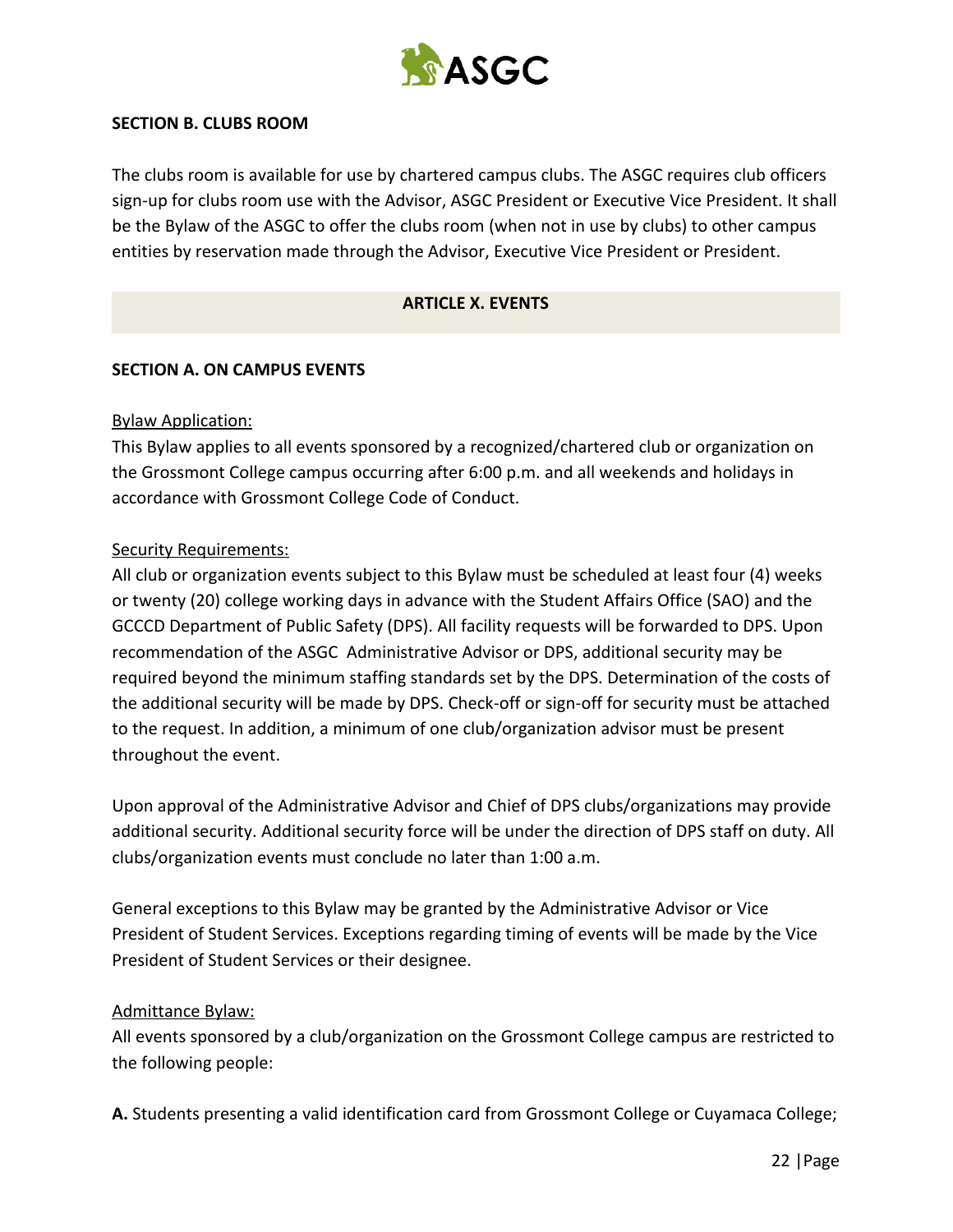### SECTION B. CLUBS ROOM

The clubs room is available for use by chartered campus clubs. The ASGC requires club officers sign-up for clubs room use with the Advisor, ASGC President or Executive Vice President. It shall be the Bylaw of the ASGC to offer the clubs room (when not in use by clubs) to other campus entities by reservation made through the Advisor, Executive Vice President or President.

## ARTICLE X. EVENTS

### SECTION A. ON CAMPUS EVENTS

Bylaw Application:
This Bylaw applies to all events sponsored by a recognized/chartered club or organization on the Grossmont College campus occurring after 6:00 p.m. and all weekends and holidays in accordance with Grossmont College Code of Conduct.

Security Requirements:
All club or organization events subject to this Bylaw must be scheduled at least four (4) weeks or twenty (20) college working days in advance with the Student Affairs Office (SAO) and the GCCCD Department of Public Safety (DPS). All facility requests will be forwarded to DPS. Upon recommendation of the ASGC Administrative Advisor or DPS, additional security may be required beyond the minimum staffing standards set by the DPS. Determination of the costs of the additional security will be made by DPS. Check-off or sign-off for security must be attached to the request. In addition, a minimum of one club/organization advisor must be present throughout the event.

Upon approval of the Administrative Advisor and Chief of DPS clubs/organizations may provide additional security. Additional security force will be under the direction of DPS staff on duty. All clubs/organization events must conclude no later than 1:00 a.m.

General exceptions to this Bylaw may be granted by the Administrative Advisor or Vice President of Student Services. Exceptions regarding timing of events will be made by the Vice President of Student Services or their designee.

Admittance Bylaw:
All events sponsored by a club/organization on the Grossmont College campus are restricted to the following people:

**A.** Students presenting a valid identification card from Grossmont College or Cuyamaca College;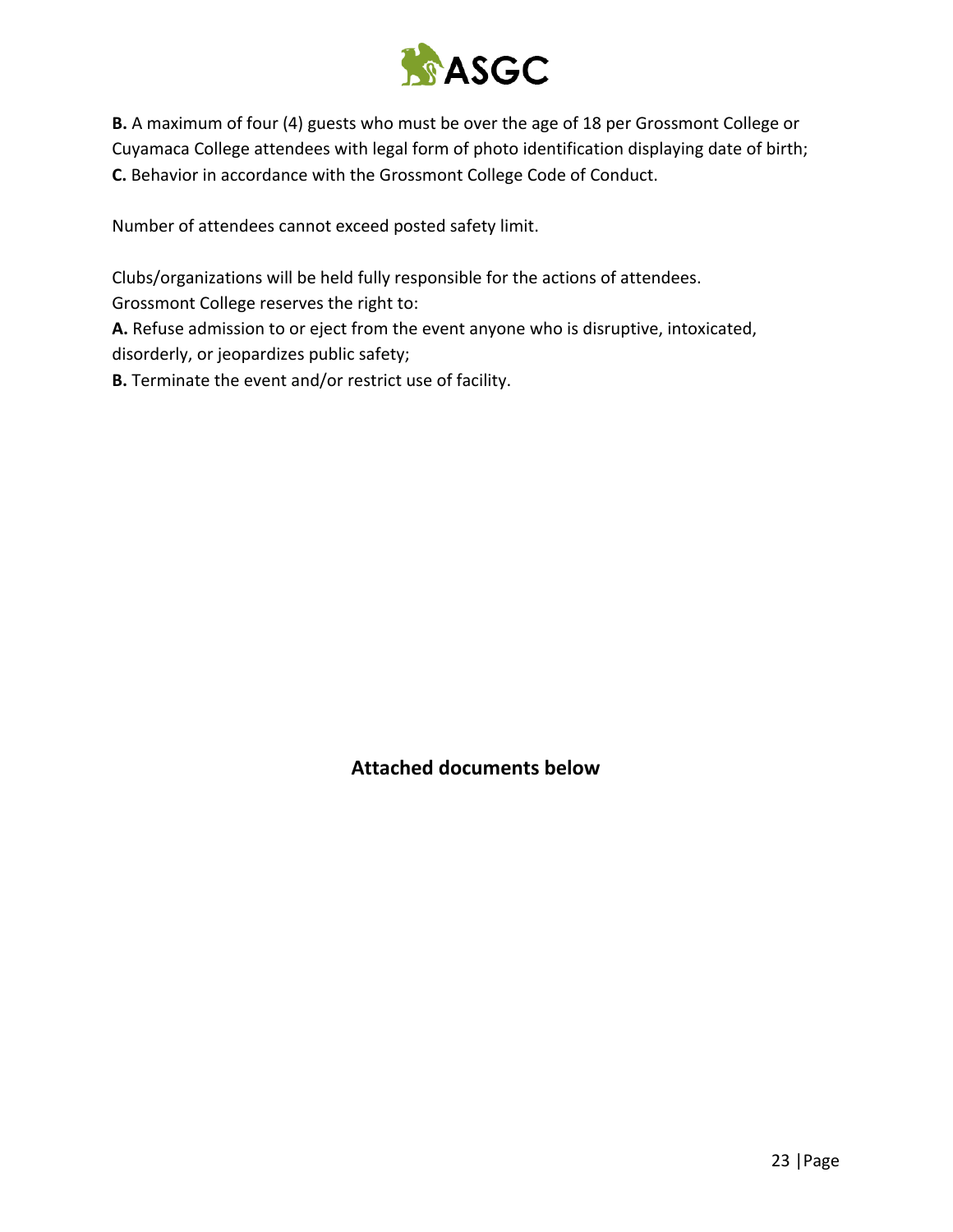**B.** A maximum of four (4) guests who must be over the age of 18 per Grossmont College or Cuyamaca College attendees with legal form of photo identification displaying date of birth;
**C.** Behavior in accordance with the Grossmont College Code of Conduct.

Number of attendees cannot exceed posted safety limit.

Clubs/organizations will be held fully responsible for the actions of attendees.
Grossmont College reserves the right to:
**A.** Refuse admission to or eject from the event anyone who is disruptive, intoxicated, disorderly, or jeopardizes public safety;
**B.** Terminate the event and/or restrict use of facility.

**Attached documents below**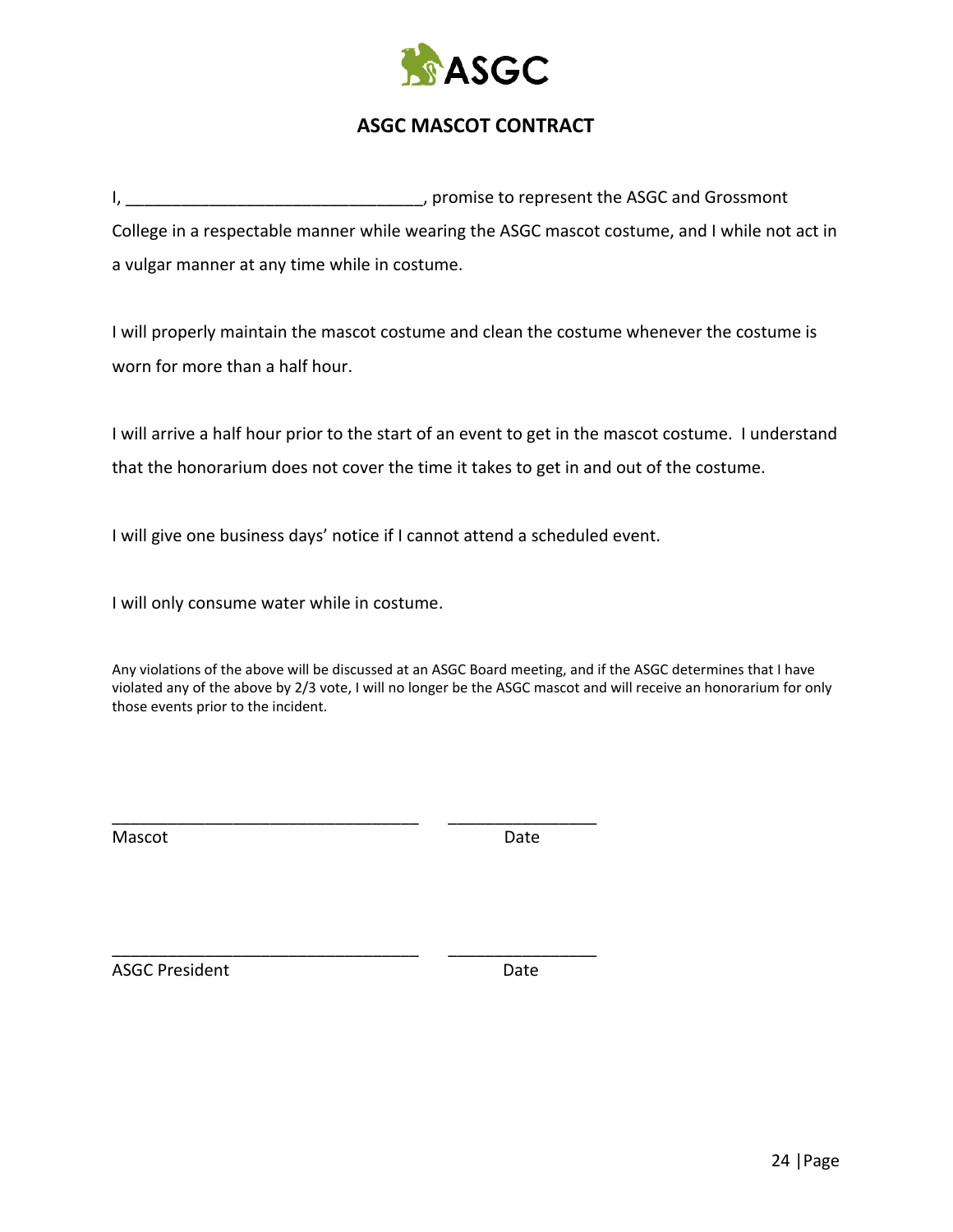ASGC

## ASGC MASCOT CONTRACT

I, _______________________________, promise to represent the ASGC and Grossmont College in a respectable manner while wearing the ASGC mascot costume, and I while not act in a vulgar manner at any time while in costume.

I will properly maintain the mascot costume and clean the costume whenever the costume is worn for more than a half hour.

I will arrive a half hour prior to the start of an event to get in the mascot costume. I understand that the honorarium does not cover the time it takes to get in and out of the costume.

I will give one business days' notice if I cannot attend a scheduled event.

I will only consume water while in costume.

Any violations of the above will be discussed at an ASGC Board meeting, and if the ASGC determines that I have violated any of the above by 2/3 vote, I will no longer be the ASGC mascot and will receive an honorarium for only those events prior to the incident.

_________________________________ ________________

Mascot Date

_________________________________ ________________

ASGC President Date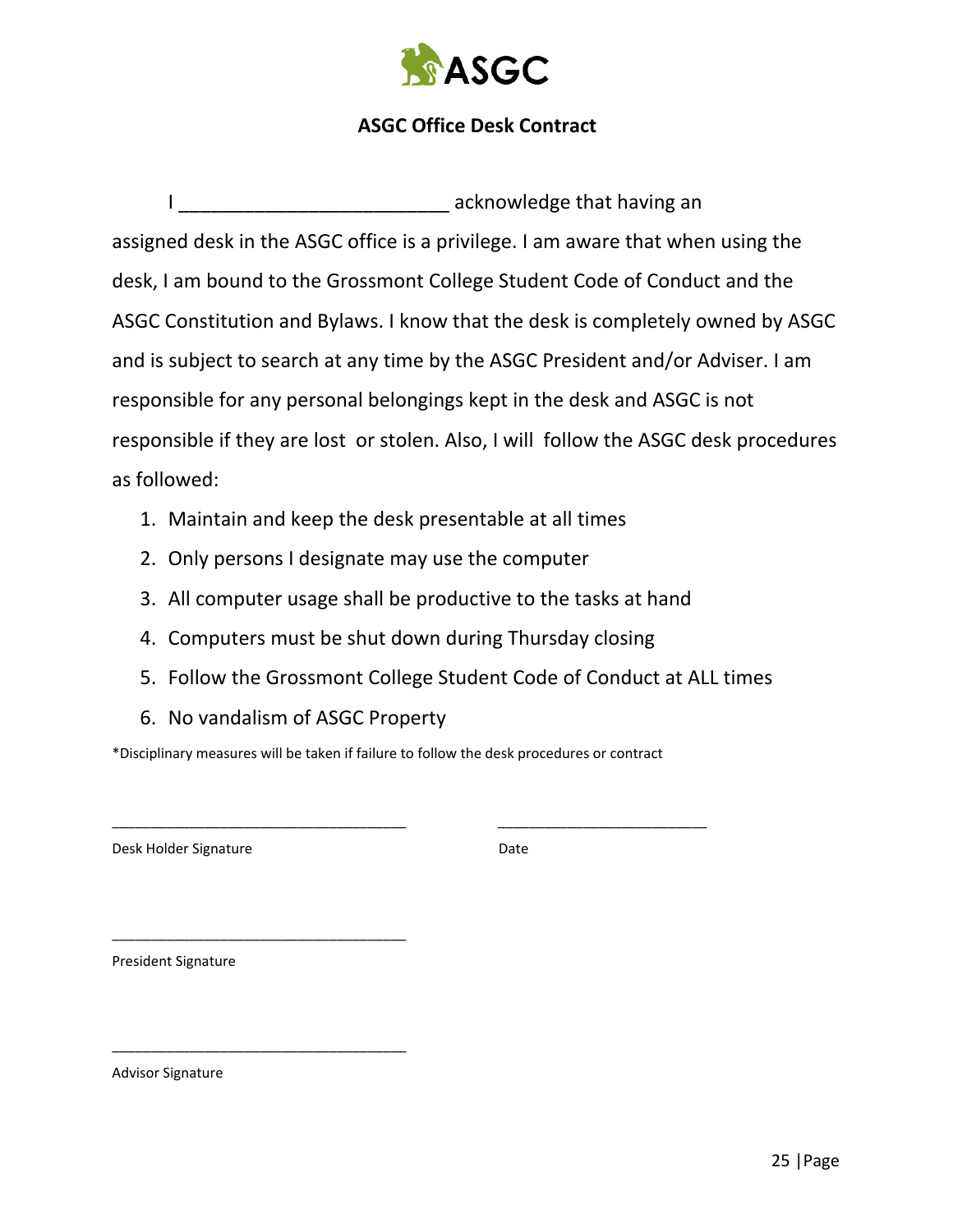## ASGC Office Desk Contract

I ________________________ acknowledge that having an assigned desk in the ASGC office is a privilege. I am aware that when using the desk, I am bound to the Grossmont College Student Code of Conduct and the ASGC Constitution and Bylaws. I know that the desk is completely owned by ASGC and is subject to search at any time by the ASGC President and/or Adviser. I am responsible for any personal belongings kept in the desk and ASGC is not responsible if they are lost or stolen. Also, I will follow the ASGC desk procedures as followed:

1. Maintain and keep the desk presentable at all times
2. Only persons I designate may use the computer
3. All computer usage shall be productive to the tasks at hand
4. Computers must be shut down during Thursday closing
5. Follow the Grossmont College Student Code of Conduct at ALL times
6. No vandalism of ASGC Property

*Disciplinary measures will be taken if failure to follow the desk procedures or contract

_________________________________ ________________________

Desk Holder Signature Date

_________________________________

President Signature

_________________________________

Advisor Signature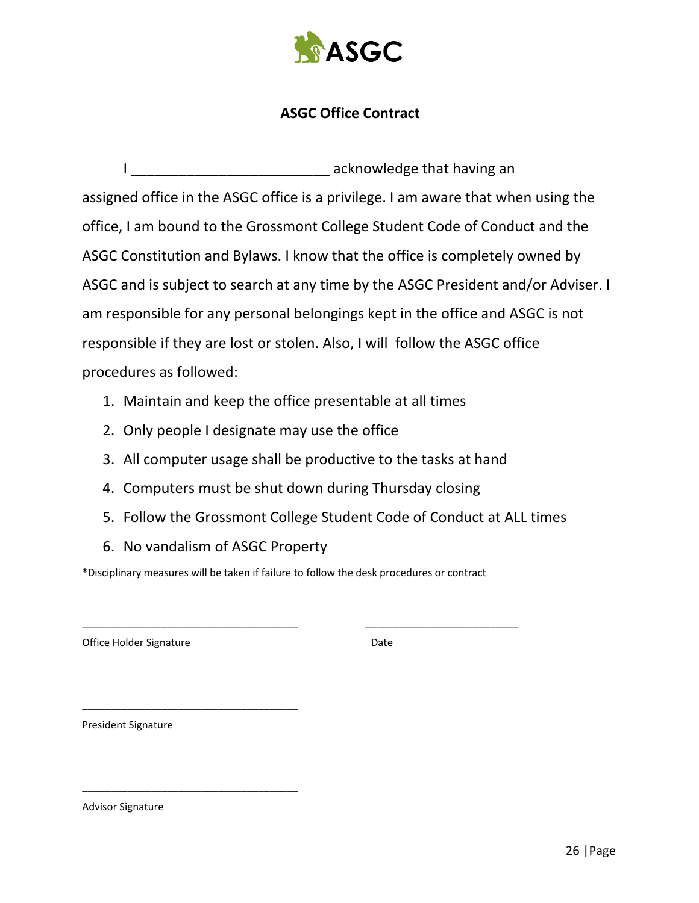ASGC

## ASGC Office Contract

I ________________________ acknowledge that having an assigned office in the ASGC office is a privilege. I am aware that when using the office, I am bound to the Grossmont College Student Code of Conduct and the ASGC Constitution and Bylaws. I know that the office is completely owned by ASGC and is subject to search at any time by the ASGC President and/or Adviser. I am responsible for any personal belongings kept in the office and ASGC is not responsible if they are lost or stolen. Also, I will follow the ASGC office procedures as followed:

1. Maintain and keep the office presentable at all times
2. Only people I designate may use the office
3. All computer usage shall be productive to the tasks at hand
4. Computers must be shut down during Thursday closing
5. Follow the Grossmont College Student Code of Conduct at ALL times
6. No vandalism of ASGC Property

*Disciplinary measures will be taken if failure to follow the desk procedures or contract

__________________________________ __________________________

Office Holder Signature Date

__________________________________

President Signature

__________________________________

Advisor Signature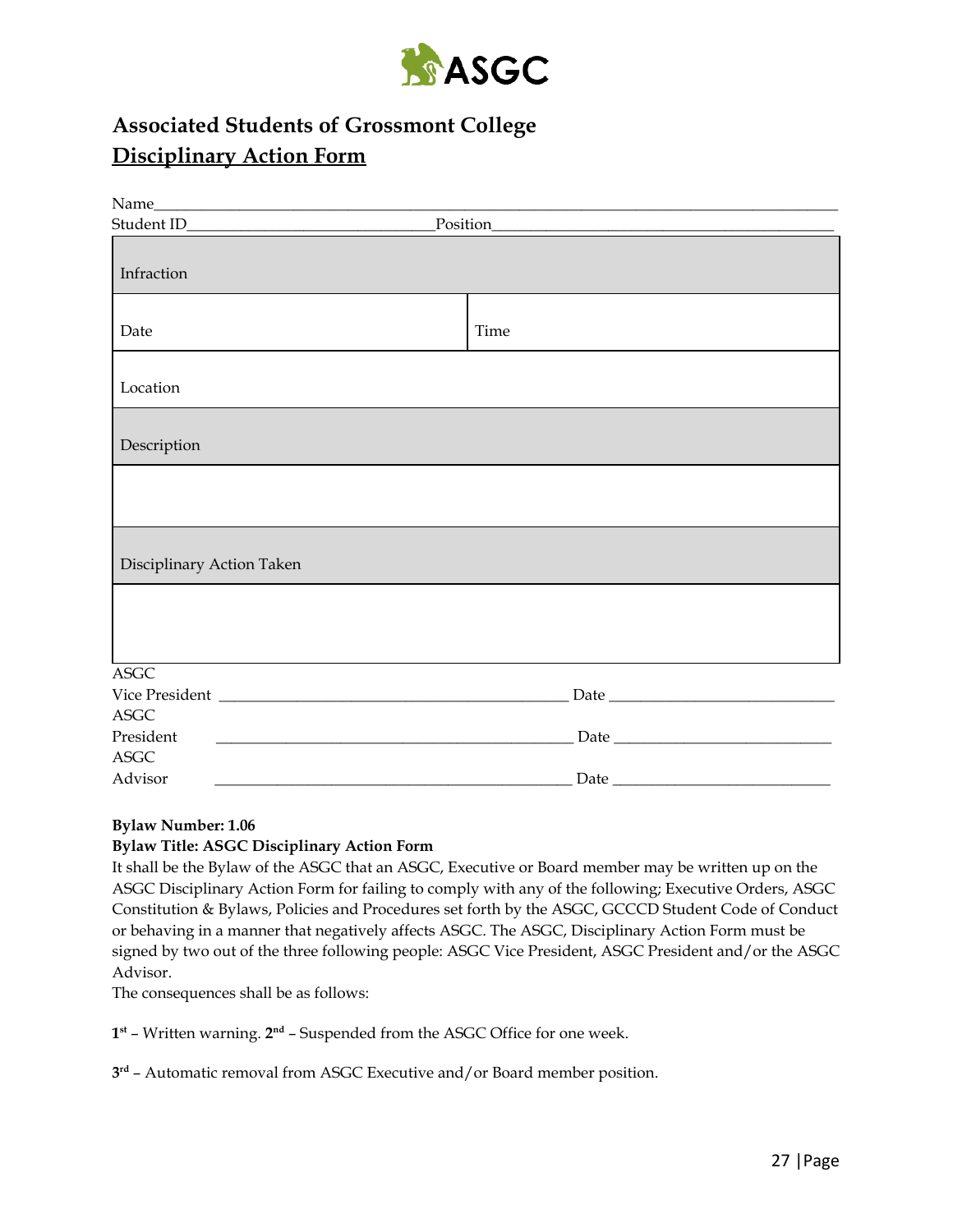ASGC

**Associated Students of Grossmont College**

**Disciplinary Action Form**

Name\_\_\_\_\_\_\_\_\_\_\_\_\_\_\_\_\_\_\_\_\_\_\_\_\_\_\_\_\_\_\_\_\_\_\_\_\_\_\_\_\_\_\_\_\_\_\_\_\_\_\_\_\_\_\_\_\_\_\_\_\_\_\_\_\_\_\_\_\_\_

Student ID\_\_\_\_\_\_\_\_\_\_\_\_\_\_\_\_\_\_\_\_\_\_\_\_\_\_\_\_Position\_\_\_\_\_\_\_\_\_\_\_\_\_\_\_\_\_\_\_\_\_\_\_\_\_\_\_\_\_\_\_\_\_\_\_\_

| Infraction | |
|---|---|
| Date | Time |
| Location | |
| Description | |
| | |
| Disciplinary Action Taken | |
| | |

ASGC Vice President \_\_\_\_\_\_\_\_\_\_\_\_\_\_\_\_\_\_\_\_\_\_\_\_\_\_\_\_\_\_\_\_\_\_\_\_\_\_\_\_ Date \_\_\_\_\_\_\_\_\_\_\_\_\_\_\_\_\_\_\_\_\_\_\_\_\_\_

ASGC President \_\_\_\_\_\_\_\_\_\_\_\_\_\_\_\_\_\_\_\_\_\_\_\_\_\_\_\_\_\_\_\_\_\_\_\_\_\_\_\_\_\_ Date \_\_\_\_\_\_\_\_\_\_\_\_\_\_\_\_\_\_\_\_\_\_\_\_\_\_

ASGC Advisor \_\_\_\_\_\_\_\_\_\_\_\_\_\_\_\_\_\_\_\_\_\_\_\_\_\_\_\_\_\_\_\_\_\_\_\_\_\_\_\_\_\_ Date \_\_\_\_\_\_\_\_\_\_\_\_\_\_\_\_\_\_\_\_\_\_\_\_\_\_

**Bylaw Number: 1.06**

**Bylaw Title: ASGC Disciplinary Action Form**

It shall be the Bylaw of the ASGC that an ASGC, Executive or Board member may be written up on the ASGC Disciplinary Action Form for failing to comply with any of the following; Executive Orders, ASGC Constitution & Bylaws, Policies and Procedures set forth by the ASGC, GCCCD Student Code of Conduct or behaving in a manner that negatively affects ASGC. The ASGC, Disciplinary Action Form must be signed by two out of the three following people: ASGC Vice President, ASGC President and/or the ASGC Advisor.

The consequences shall be as follows:

**1st** – Written warning. **2nd** – Suspended from the ASGC Office for one week.

**3rd** – Automatic removal from ASGC Executive and/or Board member position.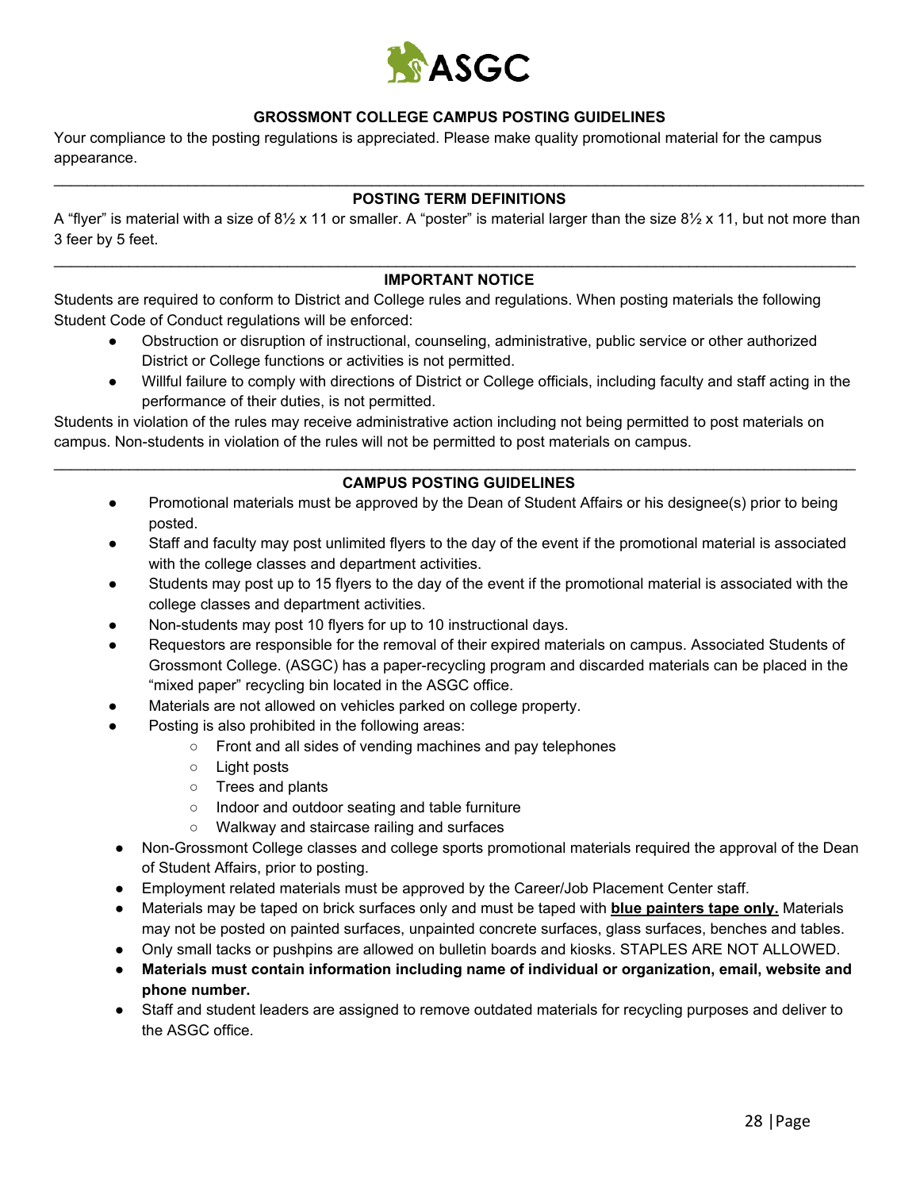## GROSSMONT COLLEGE CAMPUS POSTING GUIDELINES

Your compliance to the posting regulations is appreciated. Please make quality promotional material for the campus appearance.

---

## POSTING TERM DEFINITIONS

A "flyer" is material with a size of 8½ x 11 or smaller. A "poster" is material larger than the size 8½ x 11, but not more than 3 feer by 5 feet.

---

## IMPORTANT NOTICE

Students are required to conform to District and College rules and regulations. When posting materials the following Student Code of Conduct regulations will be enforced:

- Obstruction or disruption of instructional, counseling, administrative, public service or other authorized District or College functions or activities is not permitted.
- Willful failure to comply with directions of District or College officials, including faculty and staff acting in the performance of their duties, is not permitted.

Students in violation of the rules may receive administrative action including not being permitted to post materials on campus. Non-students in violation of the rules will not be permitted to post materials on campus.

---

## CAMPUS POSTING GUIDELINES

- Promotional materials must be approved by the Dean of Student Affairs or his designee(s) prior to being posted.
- Staff and faculty may post unlimited flyers to the day of the event if the promotional material is associated with the college classes and department activities.
- Students may post up to 15 flyers to the day of the event if the promotional material is associated with the college classes and department activities.
- Non-students may post 10 flyers for up to 10 instructional days.
- Requestors are responsible for the removal of their expired materials on campus. Associated Students of Grossmont College. (ASGC) has a paper-recycling program and discarded materials can be placed in the "mixed paper" recycling bin located in the ASGC office.
- Materials are not allowed on vehicles parked on college property.
- Posting is also prohibited in the following areas:
    - Front and all sides of vending machines and pay telephones
    - Light posts
    - Trees and plants
    - Indoor and outdoor seating and table furniture
    - Walkway and staircase railing and surfaces
- Non-Grossmont College classes and college sports promotional materials required the approval of the Dean of Student Affairs, prior to posting.
- Employment related materials must be approved by the Career/Job Placement Center staff.
- Materials may be taped on brick surfaces only and must be taped with **blue painters tape only.** Materials may not be posted on painted surfaces, unpainted concrete surfaces, glass surfaces, benches and tables.
- Only small tacks or pushpins are allowed on bulletin boards and kiosks. STAPLES ARE NOT ALLOWED.
- **Materials must contain information including name of individual or organization, email, website and phone number.**
- Staff and student leaders are assigned to remove outdated materials for recycling purposes and deliver to the ASGC office.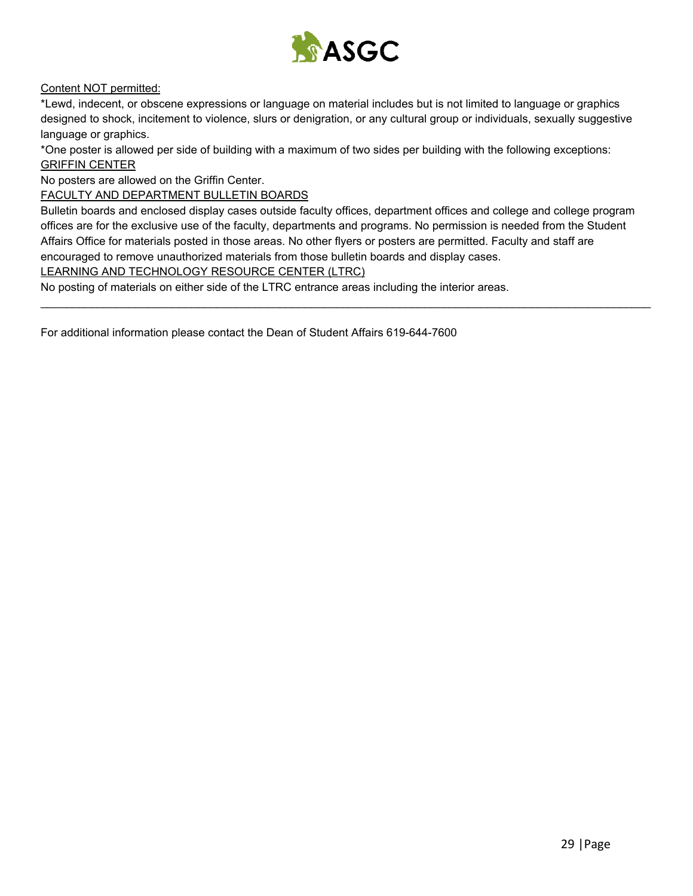Content NOT permitted:

*Lewd, indecent, or obscene expressions or language on material includes but is not limited to language or graphics designed to shock, incitement to violence, slurs or denigration, or any cultural group or individuals, sexually suggestive language or graphics.

*One poster is allowed per side of building with a maximum of two sides per building with the following exceptions:

GRIFFIN CENTER

No posters are allowed on the Griffin Center.

FACULTY AND DEPARTMENT BULLETIN BOARDS

Bulletin boards and enclosed display cases outside faculty offices, department offices and college and college program offices are for the exclusive use of the faculty, departments and programs. No permission is needed from the Student Affairs Office for materials posted in those areas. No other flyers or posters are permitted. Faculty and staff are encouraged to remove unauthorized materials from those bulletin boards and display cases.

LEARNING AND TECHNOLOGY RESOURCE CENTER (LTRC)

No posting of materials on either side of the LTRC entrance areas including the interior areas.

---

For additional information please contact the Dean of Student Affairs 619-644-7600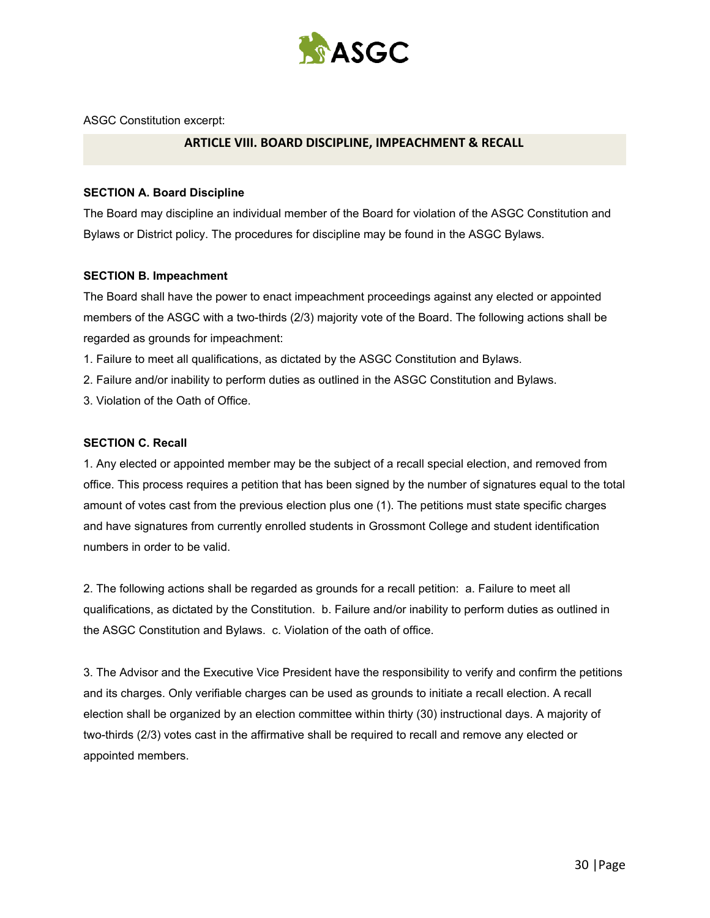ASGC Constitution excerpt:

## ARTICLE VIII. BOARD DISCIPLINE, IMPEACHMENT & RECALL

### SECTION A. Board Discipline

The Board may discipline an individual member of the Board for violation of the ASGC Constitution and Bylaws or District policy. The procedures for discipline may be found in the ASGC Bylaws.

### SECTION B. Impeachment

The Board shall have the power to enact impeachment proceedings against any elected or appointed members of the ASGC with a two-thirds (2/3) majority vote of the Board. The following actions shall be regarded as grounds for impeachment:

1. Failure to meet all qualifications, as dictated by the ASGC Constitution and Bylaws.
2. Failure and/or inability to perform duties as outlined in the ASGC Constitution and Bylaws.
3. Violation of the Oath of Office.

### SECTION C. Recall

1. Any elected or appointed member may be the subject of a recall special election, and removed from office. This process requires a petition that has been signed by the number of signatures equal to the total amount of votes cast from the previous election plus one (1). The petitions must state specific charges and have signatures from currently enrolled students in Grossmont College and student identification numbers in order to be valid.

2. The following actions shall be regarded as grounds for a recall petition: a. Failure to meet all qualifications, as dictated by the Constitution. b. Failure and/or inability to perform duties as outlined in the ASGC Constitution and Bylaws. c. Violation of the oath of office.

3. The Advisor and the Executive Vice President have the responsibility to verify and confirm the petitions and its charges. Only verifiable charges can be used as grounds to initiate a recall election. A recall election shall be organized by an election committee within thirty (30) instructional days. A majority of two-thirds (2/3) votes cast in the affirmative shall be required to recall and remove any elected or appointed members.